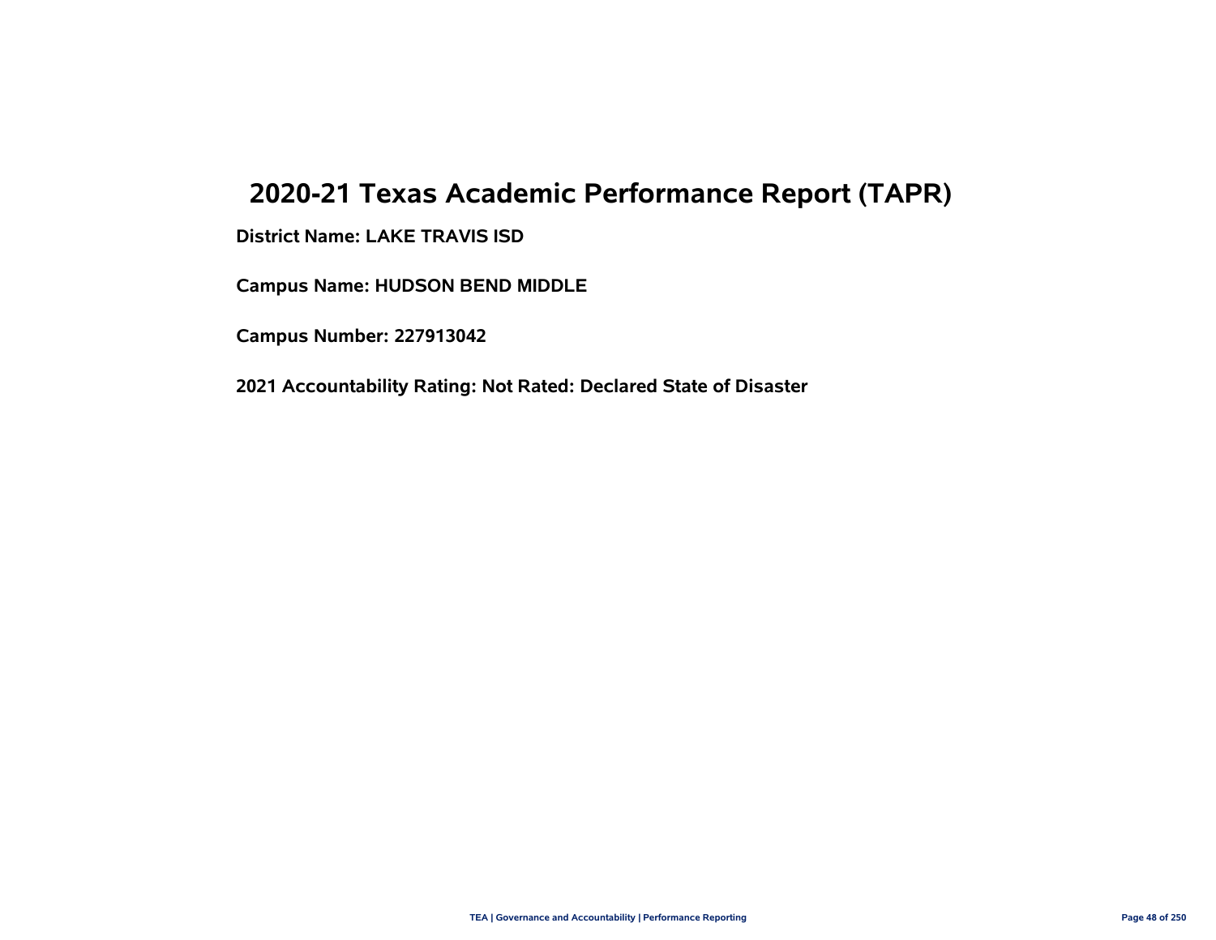# 2020-21 Texas Academic Performance Report (TAPR)

**District Name: LAKE TRAVIS ISD**

**Campus Name: HUDSON BEND MIDDLE**

**Campus Number: 227913042**

**2021 Accountability Rating: Not Rated: Declared State of Disaster**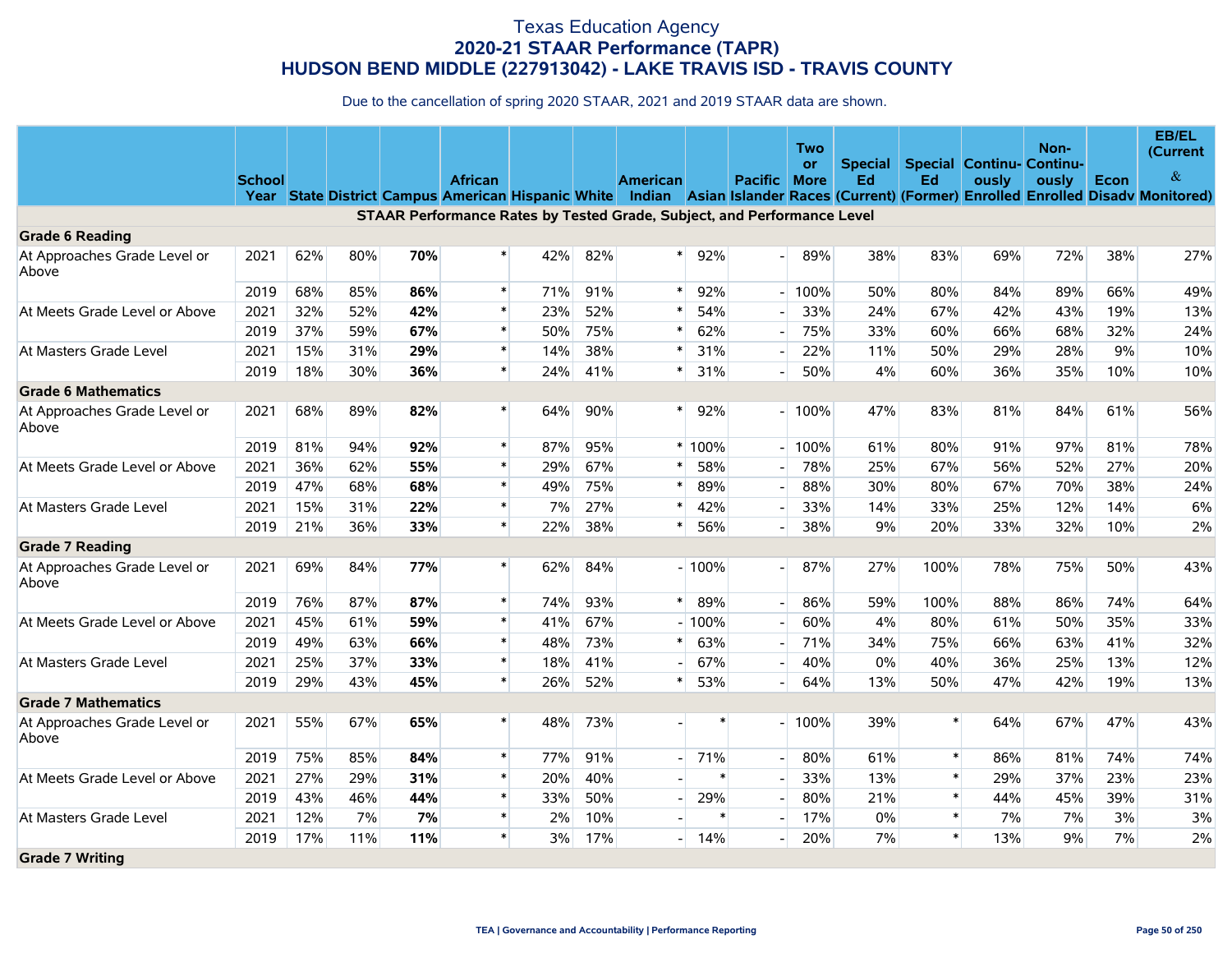# Texas Education Agency
## 2020-21 STAAR Performance (TAPR)
## HUDSON BEND MIDDLE (227913042) - LAKE TRAVIS ISD - TRAVIS COUNTY

Due to the cancellation of spring 2020 STAAR, 2021 and 2019 STAAR data are shown.

| | School Year | State | District | Campus | African American | Hispanic | White | American Indian | Asian | Pacific Islander | Two or More Races | Special Ed (Current) | Special Ed (Former) | Continuously Enrolled | Non-Continuously Enrolled | Econ Disadv | EB/EL (Current & Monitored) |
|---|---|---|---|---|---|---|---|---|---|---|---|---|---|---|---|---|---|
| **STAAR Performance Rates by Tested Grade, Subject, and Performance Level** | | | | | | | | | | | | | | | | | |
| **Grade 6 Reading** | | | | | | | | | | | | | | | | | |
| At Approaches Grade Level or Above | 2021 | 62% | 80% | **70%** | * | 42% | 82% | * | 92% | - | 89% | 38% | 83% | 69% | 72% | 38% | 27% |
| | 2019 | 68% | 85% | **86%** | * | 71% | 91% | * | 92% | - | 100% | 50% | 80% | 84% | 89% | 66% | 49% |
| At Meets Grade Level or Above | 2021 | 32% | 52% | **42%** | * | 23% | 52% | * | 54% | - | 33% | 24% | 67% | 42% | 43% | 19% | 13% |
| | 2019 | 37% | 59% | **67%** | * | 50% | 75% | * | 62% | - | 75% | 33% | 60% | 66% | 68% | 32% | 24% |
| At Masters Grade Level | 2021 | 15% | 31% | **29%** | * | 14% | 38% | * | 31% | - | 22% | 11% | 50% | 29% | 28% | 9% | 10% |
| | 2019 | 18% | 30% | **36%** | * | 24% | 41% | * | 31% | - | 50% | 4% | 60% | 36% | 35% | 10% | 10% |
| **Grade 6 Mathematics** | | | | | | | | | | | | | | | | | |
| At Approaches Grade Level or Above | 2021 | 68% | 89% | **82%** | * | 64% | 90% | * | 92% | - | 100% | 47% | 83% | 81% | 84% | 61% | 56% |
| | 2019 | 81% | 94% | **92%** | * | 87% | 95% | * | 100% | - | 100% | 61% | 80% | 91% | 97% | 81% | 78% |
| At Meets Grade Level or Above | 2021 | 36% | 62% | **55%** | * | 29% | 67% | * | 58% | - | 78% | 25% | 67% | 56% | 52% | 27% | 20% |
| | 2019 | 47% | 68% | **68%** | * | 49% | 75% | * | 89% | - | 88% | 30% | 80% | 67% | 70% | 38% | 24% |
| At Masters Grade Level | 2021 | 15% | 31% | **22%** | * | 7% | 27% | * | 42% | - | 33% | 14% | 33% | 25% | 12% | 14% | 6% |
| | 2019 | 21% | 36% | **33%** | * | 22% | 38% | * | 56% | - | 38% | 9% | 20% | 33% | 32% | 10% | 2% |
| **Grade 7 Reading** | | | | | | | | | | | | | | | | | |
| At Approaches Grade Level or Above | 2021 | 69% | 84% | **77%** | * | 62% | 84% | - | 100% | - | 87% | 27% | 100% | 78% | 75% | 50% | 43% |
| | 2019 | 76% | 87% | **87%** | * | 74% | 93% | * | 89% | - | 86% | 59% | 100% | 88% | 86% | 74% | 64% |
| At Meets Grade Level or Above | 2021 | 45% | 61% | **59%** | * | 41% | 67% | - | 100% | - | 60% | 4% | 80% | 61% | 50% | 35% | 33% |
| | 2019 | 49% | 63% | **66%** | * | 48% | 73% | * | 63% | - | 71% | 34% | 75% | 66% | 63% | 41% | 32% |
| At Masters Grade Level | 2021 | 25% | 37% | **33%** | * | 18% | 41% | - | 67% | - | 40% | 0% | 40% | 36% | 25% | 13% | 12% |
| | 2019 | 29% | 43% | **45%** | * | 26% | 52% | * | 53% | - | 64% | 13% | 50% | 47% | 42% | 19% | 13% |
| **Grade 7 Mathematics** | | | | | | | | | | | | | | | | | |
| At Approaches Grade Level or Above | 2021 | 55% | 67% | **65%** | * | 48% | 73% | - | * | - | 100% | 39% | * | 64% | 67% | 47% | 43% |
| | 2019 | 75% | 85% | **84%** | * | 77% | 91% | - | 71% | - | 80% | 61% | * | 86% | 81% | 74% | 74% |
| At Meets Grade Level or Above | 2021 | 27% | 29% | **31%** | * | 20% | 40% | - | * | - | 33% | 13% | * | 29% | 37% | 23% | 23% |
| | 2019 | 43% | 46% | **44%** | * | 33% | 50% | - | 29% | - | 80% | 21% | * | 44% | 45% | 39% | 31% |
| At Masters Grade Level | 2021 | 12% | 7% | **7%** | * | 2% | 10% | - | * | - | 17% | 0% | * | 7% | 7% | 3% | 3% |
| | 2019 | 17% | 11% | **11%** | * | 3% | 17% | - | 14% | - | 20% | 7% | * | 13% | 9% | 7% | 2% |
| **Grade 7 Writing** | | | | | | | | | | | | | | | | | |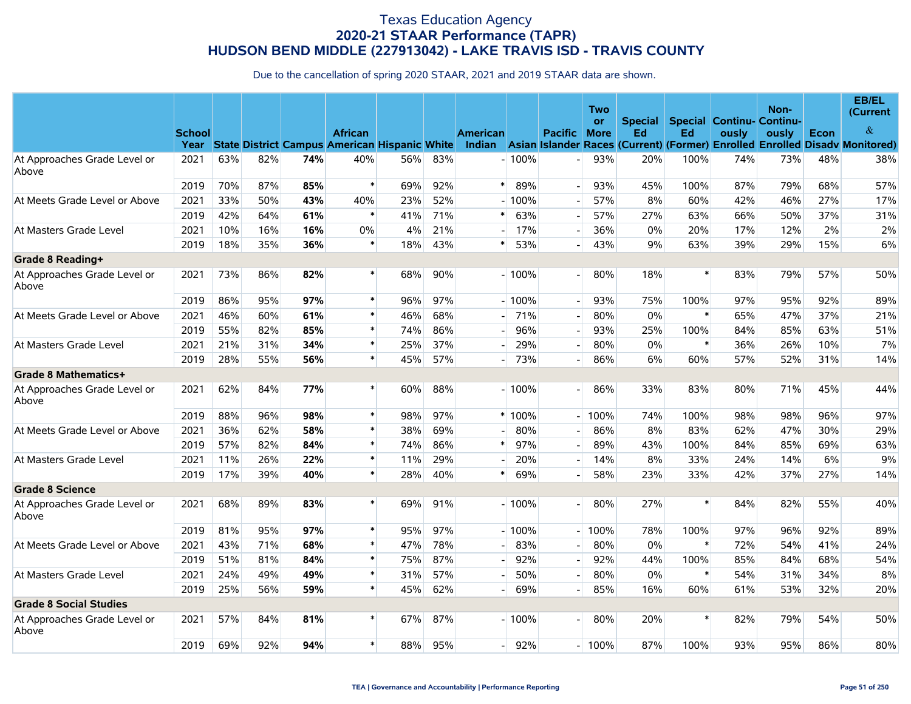# Texas Education Agency
## 2020-21 STAAR Performance (TAPR)
## HUDSON BEND MIDDLE (227913042) - LAKE TRAVIS ISD - TRAVIS COUNTY

Due to the cancellation of spring 2020 STAAR, 2021 and 2019 STAAR data are shown.

| | School Year | State | District | Campus | African American | Hispanic | White | American Indian | Asian | Pacific Islander | Two or More Races | Special Ed (Current) | Special Ed (Former) | Continuously Enrolled | Non-Continuously Enrolled | Econ Disadv | EB/EL (Current & Monitored) |
|---|---|---|---|---|---|---|---|---|---|---|---|---|---|---|---|---|---|
| At Approaches Grade Level or Above | 2021 | 63% | 82% | **74%** | 40% | 56% | 83% | - | 100% | - | 93% | 20% | 100% | 74% | 73% | 48% | 38% |
| | 2019 | 70% | 87% | **85%** | * | 69% | 92% | * | 89% | - | 93% | 45% | 100% | 87% | 79% | 68% | 57% |
| At Meets Grade Level or Above | 2021 | 33% | 50% | **43%** | 40% | 23% | 52% | - | 100% | - | 57% | 8% | 60% | 42% | 46% | 27% | 17% |
| | 2019 | 42% | 64% | **61%** | * | 41% | 71% | * | 63% | - | 57% | 27% | 63% | 66% | 50% | 37% | 31% |
| At Masters Grade Level | 2021 | 10% | 16% | **16%** | 0% | 4% | 21% | - | 17% | - | 36% | 0% | 20% | 17% | 12% | 2% | 2% |
| | 2019 | 18% | 35% | **36%** | * | 18% | 43% | * | 53% | - | 43% | 9% | 63% | 39% | 29% | 15% | 6% |
| **Grade 8 Reading+** | | | | | | | | | | | | | | | | | |
| At Approaches Grade Level or Above | 2021 | 73% | 86% | **82%** | * | 68% | 90% | - | 100% | - | 80% | 18% | * | 83% | 79% | 57% | 50% |
| | 2019 | 86% | 95% | **97%** | * | 96% | 97% | - | 100% | - | 93% | 75% | 100% | 97% | 95% | 92% | 89% |
| At Meets Grade Level or Above | 2021 | 46% | 60% | **61%** | * | 46% | 68% | - | 71% | - | 80% | 0% | * | 65% | 47% | 37% | 21% |
| | 2019 | 55% | 82% | **85%** | * | 74% | 86% | - | 96% | - | 93% | 25% | 100% | 84% | 85% | 63% | 51% |
| At Masters Grade Level | 2021 | 21% | 31% | **34%** | * | 25% | 37% | - | 29% | - | 80% | 0% | * | 36% | 26% | 10% | 7% |
| | 2019 | 28% | 55% | **56%** | * | 45% | 57% | - | 73% | - | 86% | 6% | 60% | 57% | 52% | 31% | 14% |
| **Grade 8 Mathematics+** | | | | | | | | | | | | | | | | | |
| At Approaches Grade Level or Above | 2021 | 62% | 84% | **77%** | * | 60% | 88% | - | 100% | - | 86% | 33% | 83% | 80% | 71% | 45% | 44% |
| | 2019 | 88% | 96% | **98%** | * | 98% | 97% | * | 100% | - | 100% | 74% | 100% | 98% | 98% | 96% | 97% |
| At Meets Grade Level or Above | 2021 | 36% | 62% | **58%** | * | 38% | 69% | - | 80% | - | 86% | 8% | 83% | 62% | 47% | 30% | 29% |
| | 2019 | 57% | 82% | **84%** | * | 74% | 86% | * | 97% | - | 89% | 43% | 100% | 84% | 85% | 69% | 63% |
| At Masters Grade Level | 2021 | 11% | 26% | **22%** | * | 11% | 29% | - | 20% | - | 14% | 8% | 33% | 24% | 14% | 6% | 9% |
| | 2019 | 17% | 39% | **40%** | * | 28% | 40% | * | 69% | - | 58% | 23% | 33% | 42% | 37% | 27% | 14% |
| **Grade 8 Science** | | | | | | | | | | | | | | | | | |
| At Approaches Grade Level or Above | 2021 | 68% | 89% | **83%** | * | 69% | 91% | - | 100% | - | 80% | 27% | * | 84% | 82% | 55% | 40% |
| | 2019 | 81% | 95% | **97%** | * | 95% | 97% | - | 100% | - | 100% | 78% | 100% | 97% | 96% | 92% | 89% |
| At Meets Grade Level or Above | 2021 | 43% | 71% | **68%** | * | 47% | 78% | - | 83% | - | 80% | 0% | * | 72% | 54% | 41% | 24% |
| | 2019 | 51% | 81% | **84%** | * | 75% | 87% | - | 92% | - | 92% | 44% | 100% | 85% | 84% | 68% | 54% |
| At Masters Grade Level | 2021 | 24% | 49% | **49%** | * | 31% | 57% | - | 50% | - | 80% | 0% | * | 54% | 31% | 34% | 8% |
| | 2019 | 25% | 56% | **59%** | * | 45% | 62% | - | 69% | - | 85% | 16% | 60% | 61% | 53% | 32% | 20% |
| **Grade 8 Social Studies** | | | | | | | | | | | | | | | | | |
| At Approaches Grade Level or Above | 2021 | 57% | 84% | **81%** | * | 67% | 87% | - | 100% | - | 80% | 20% | * | 82% | 79% | 54% | 50% |
| | 2019 | 69% | 92% | **94%** | * | 88% | 95% | - | 92% | - | 100% | 87% | 100% | 93% | 95% | 86% | 80% |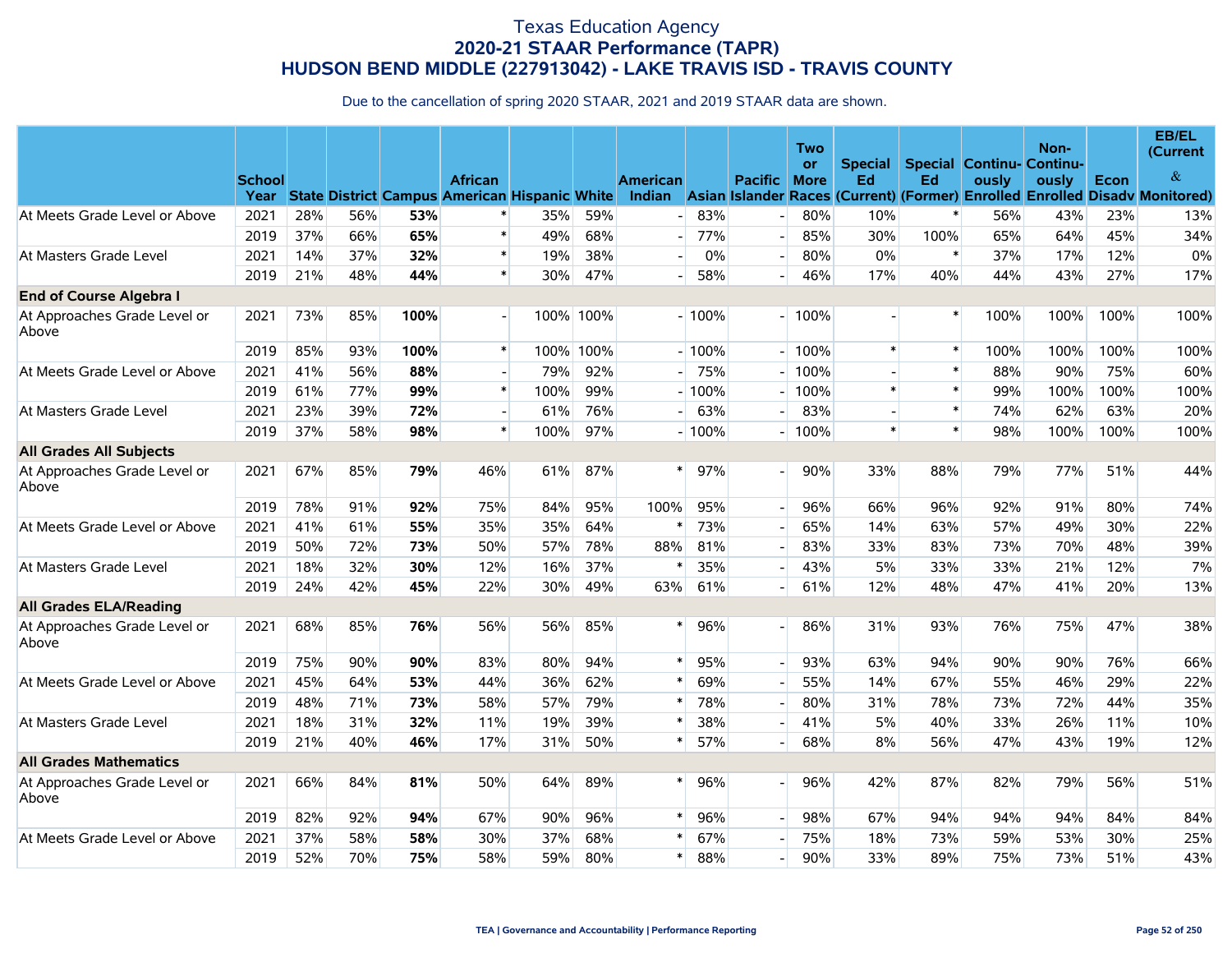# Texas Education Agency
## 2020-21 STAAR Performance (TAPR)
## HUDSON BEND MIDDLE (227913042) - LAKE TRAVIS ISD - TRAVIS COUNTY

Due to the cancellation of spring 2020 STAAR, 2021 and 2019 STAAR data are shown.

| | School Year | State | District | Campus | African American | Hispanic | White | American Indian | Asian | Pacific Islander | Two or More Races | Special Ed (Current) | Special Ed (Former) | Continuously Enrolled | Non-Continuously Enrolled | Econ Disadv | EB/EL (Current & Monitored) |
|---|---|---|---|---|---|---|---|---|---|---|---|---|---|---|---|---|---|
| At Meets Grade Level or Above | 2021 | 28% | 56% | **53%** | * | 35% | 59% | - | 83% | - | 80% | 10% | * | 56% | 43% | 23% | 13% |
| | 2019 | 37% | 66% | **65%** | * | 49% | 68% | - | 77% | - | 85% | 30% | 100% | 65% | 64% | 45% | 34% |
| At Masters Grade Level | 2021 | 14% | 37% | **32%** | * | 19% | 38% | - | 0% | - | 80% | 0% | * | 37% | 17% | 12% | 0% |
| | 2019 | 21% | 48% | **44%** | * | 30% | 47% | - | 58% | - | 46% | 17% | 40% | 44% | 43% | 27% | 17% |
| **End of Course Algebra I** | | | | | | | | | | | | | | | | | |
| At Approaches Grade Level or Above | 2021 | 73% | 85% | **100%** | - | 100% | 100% | - | 100% | - | 100% | - | * | 100% | 100% | 100% | 100% |
| | 2019 | 85% | 93% | **100%** | * | 100% | 100% | - | 100% | - | 100% | * | * | 100% | 100% | 100% | 100% |
| At Meets Grade Level or Above | 2021 | 41% | 56% | **88%** | - | 79% | 92% | - | 75% | - | 100% | - | * | 88% | 90% | 75% | 60% |
| | 2019 | 61% | 77% | **99%** | * | 100% | 99% | - | 100% | - | 100% | * | * | 99% | 100% | 100% | 100% |
| At Masters Grade Level | 2021 | 23% | 39% | **72%** | - | 61% | 76% | - | 63% | - | 83% | - | * | 74% | 62% | 63% | 20% |
| | 2019 | 37% | 58% | **98%** | * | 100% | 97% | - | 100% | - | 100% | * | * | 98% | 100% | 100% | 100% |
| **All Grades All Subjects** | | | | | | | | | | | | | | | | | |
| At Approaches Grade Level or Above | 2021 | 67% | 85% | **79%** | 46% | 61% | 87% | * | 97% | - | 90% | 33% | 88% | 79% | 77% | 51% | 44% |
| | 2019 | 78% | 91% | **92%** | 75% | 84% | 95% | 100% | 95% | - | 96% | 66% | 96% | 92% | 91% | 80% | 74% |
| At Meets Grade Level or Above | 2021 | 41% | 61% | **55%** | 35% | 35% | 64% | * | 73% | - | 65% | 14% | 63% | 57% | 49% | 30% | 22% |
| | 2019 | 50% | 72% | **73%** | 50% | 57% | 78% | 88% | 81% | - | 83% | 33% | 83% | 73% | 70% | 48% | 39% |
| At Masters Grade Level | 2021 | 18% | 32% | **30%** | 12% | 16% | 37% | * | 35% | - | 43% | 5% | 33% | 33% | 21% | 12% | 7% |
| | 2019 | 24% | 42% | **45%** | 22% | 30% | 49% | 63% | 61% | - | 61% | 12% | 48% | 47% | 41% | 20% | 13% |
| **All Grades ELA/Reading** | | | | | | | | | | | | | | | | | |
| At Approaches Grade Level or Above | 2021 | 68% | 85% | **76%** | 56% | 56% | 85% | * | 96% | - | 86% | 31% | 93% | 76% | 75% | 47% | 38% |
| | 2019 | 75% | 90% | **90%** | 83% | 80% | 94% | * | 95% | - | 93% | 63% | 94% | 90% | 90% | 76% | 66% |
| At Meets Grade Level or Above | 2021 | 45% | 64% | **53%** | 44% | 36% | 62% | * | 69% | - | 55% | 14% | 67% | 55% | 46% | 29% | 22% |
| | 2019 | 48% | 71% | **73%** | 58% | 57% | 79% | * | 78% | - | 80% | 31% | 78% | 73% | 72% | 44% | 35% |
| At Masters Grade Level | 2021 | 18% | 31% | **32%** | 11% | 19% | 39% | * | 38% | - | 41% | 5% | 40% | 33% | 26% | 11% | 10% |
| | 2019 | 21% | 40% | **46%** | 17% | 31% | 50% | * | 57% | - | 68% | 8% | 56% | 47% | 43% | 19% | 12% |
| **All Grades Mathematics** | | | | | | | | | | | | | | | | | |
| At Approaches Grade Level or Above | 2021 | 66% | 84% | **81%** | 50% | 64% | 89% | * | 96% | - | 96% | 42% | 87% | 82% | 79% | 56% | 51% |
| | 2019 | 82% | 92% | **94%** | 67% | 90% | 96% | * | 96% | - | 98% | 67% | 94% | 94% | 94% | 84% | 84% |
| At Meets Grade Level or Above | 2021 | 37% | 58% | **58%** | 30% | 37% | 68% | * | 67% | - | 75% | 18% | 73% | 59% | 53% | 30% | 25% |
| | 2019 | 52% | 70% | **75%** | 58% | 59% | 80% | * | 88% | - | 90% | 33% | 89% | 75% | 73% | 51% | 43% |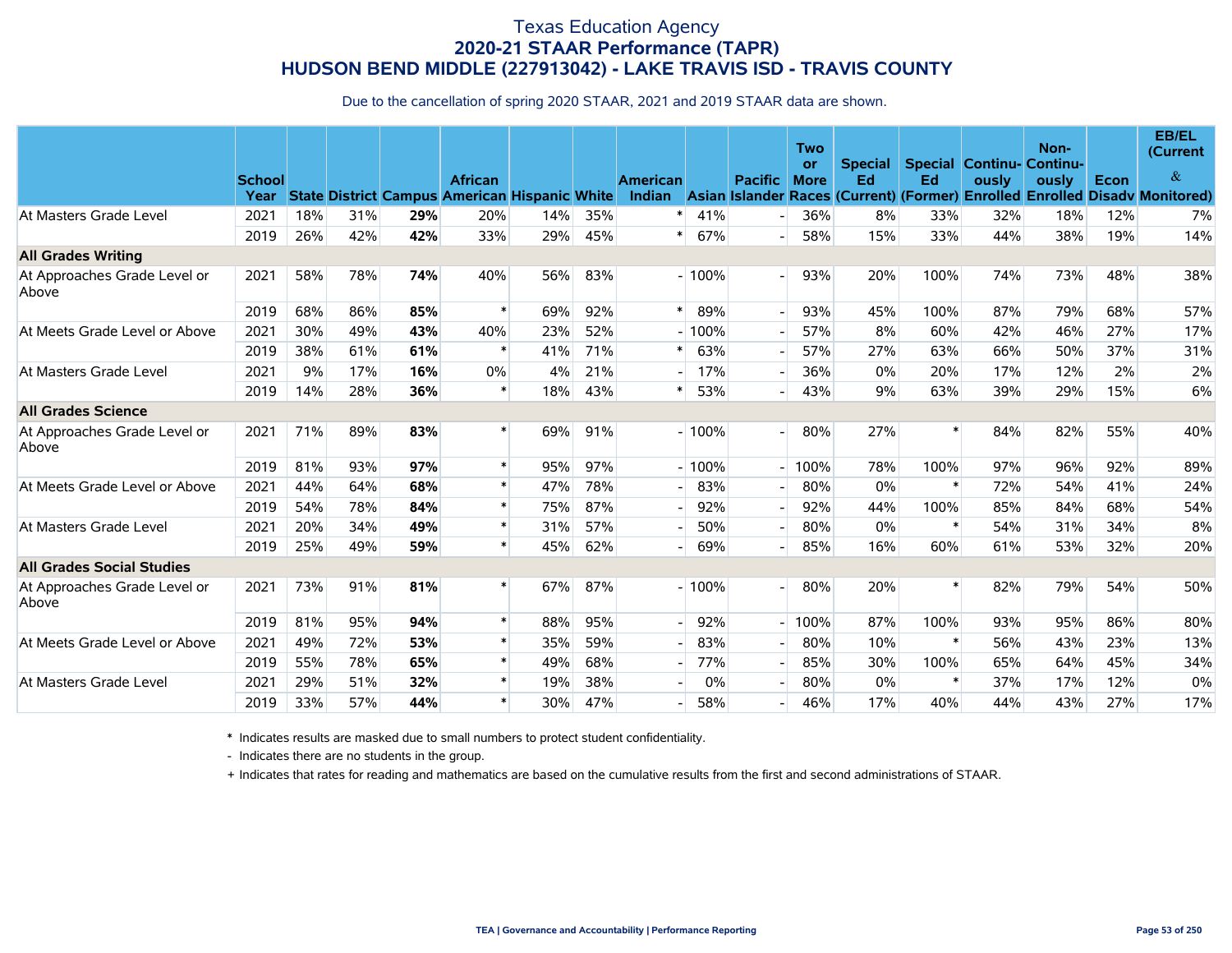# Texas Education Agency
## 2020-21 STAAR Performance (TAPR)
## HUDSON BEND MIDDLE (227913042) - LAKE TRAVIS ISD - TRAVIS COUNTY

Due to the cancellation of spring 2020 STAAR, 2021 and 2019 STAAR data are shown.

| | School Year | State | District | Campus | African American | Hispanic | White | American Indian | Asian | Pacific Islander | Two or More Races | Special Ed (Current) | Special Ed (Former) | Continuously Enrolled | Non-Continuously Enrolled | Econ Disadv | EB/EL (Current & Monitored) |
|---|---|---|---|---|---|---|---|---|---|---|---|---|---|---|---|---|---|
| At Masters Grade Level | 2021 | 18% | 31% | **29%** | 20% | 14% | 35% | * | 41% | - | 36% | 8% | 33% | 32% | 18% | 12% | 7% |
| | 2019 | 26% | 42% | **42%** | 33% | 29% | 45% | * | 67% | - | 58% | 15% | 33% | 44% | 38% | 19% | 14% |
| **All Grades Writing** | | | | | | | | | | | | | | | | | |
| At Approaches Grade Level or Above | 2021 | 58% | 78% | **74%** | 40% | 56% | 83% | - | 100% | - | 93% | 20% | 100% | 74% | 73% | 48% | 38% |
| | 2019 | 68% | 86% | **85%** | * | 69% | 92% | * | 89% | - | 93% | 45% | 100% | 87% | 79% | 68% | 57% |
| At Meets Grade Level or Above | 2021 | 30% | 49% | **43%** | 40% | 23% | 52% | - | 100% | - | 57% | 8% | 60% | 42% | 46% | 27% | 17% |
| | 2019 | 38% | 61% | **61%** | * | 41% | 71% | * | 63% | - | 57% | 27% | 63% | 66% | 50% | 37% | 31% |
| At Masters Grade Level | 2021 | 9% | 17% | **16%** | 0% | 4% | 21% | - | 17% | - | 36% | 0% | 20% | 17% | 12% | 2% | 2% |
| | 2019 | 14% | 28% | **36%** | * | 18% | 43% | * | 53% | - | 43% | 9% | 63% | 39% | 29% | 15% | 6% |
| **All Grades Science** | | | | | | | | | | | | | | | | | |
| At Approaches Grade Level or Above | 2021 | 71% | 89% | **83%** | * | 69% | 91% | - | 100% | - | 80% | 27% | * | 84% | 82% | 55% | 40% |
| | 2019 | 81% | 93% | **97%** | * | 95% | 97% | - | 100% | - | 100% | 78% | 100% | 97% | 96% | 92% | 89% |
| At Meets Grade Level or Above | 2021 | 44% | 64% | **68%** | * | 47% | 78% | - | 83% | - | 80% | 0% | * | 72% | 54% | 41% | 24% |
| | 2019 | 54% | 78% | **84%** | * | 75% | 87% | - | 92% | - | 92% | 44% | 100% | 85% | 84% | 68% | 54% |
| At Masters Grade Level | 2021 | 20% | 34% | **49%** | * | 31% | 57% | - | 50% | - | 80% | 0% | * | 54% | 31% | 34% | 8% |
| | 2019 | 25% | 49% | **59%** | * | 45% | 62% | - | 69% | - | 85% | 16% | 60% | 61% | 53% | 32% | 20% |
| **All Grades Social Studies** | | | | | | | | | | | | | | | | | |
| At Approaches Grade Level or Above | 2021 | 73% | 91% | **81%** | * | 67% | 87% | - | 100% | - | 80% | 20% | * | 82% | 79% | 54% | 50% |
| | 2019 | 81% | 95% | **94%** | * | 88% | 95% | - | 92% | - | 100% | 87% | 100% | 93% | 95% | 86% | 80% |
| At Meets Grade Level or Above | 2021 | 49% | 72% | **53%** | * | 35% | 59% | - | 83% | - | 80% | 10% | * | 56% | 43% | 23% | 13% |
| | 2019 | 55% | 78% | **65%** | * | 49% | 68% | - | 77% | - | 85% | 30% | 100% | 65% | 64% | 45% | 34% |
| At Masters Grade Level | 2021 | 29% | 51% | **32%** | * | 19% | 38% | - | 0% | - | 80% | 0% | * | 37% | 17% | 12% | 0% |
| | 2019 | 33% | 57% | **44%** | * | 30% | 47% | - | 58% | - | 46% | 17% | 40% | 44% | 43% | 27% | 17% |

\* Indicates results are masked due to small numbers to protect student confidentiality.

\- Indicates there are no students in the group.

\+ Indicates that rates for reading and mathematics are based on the cumulative results from the first and second administrations of STAAR.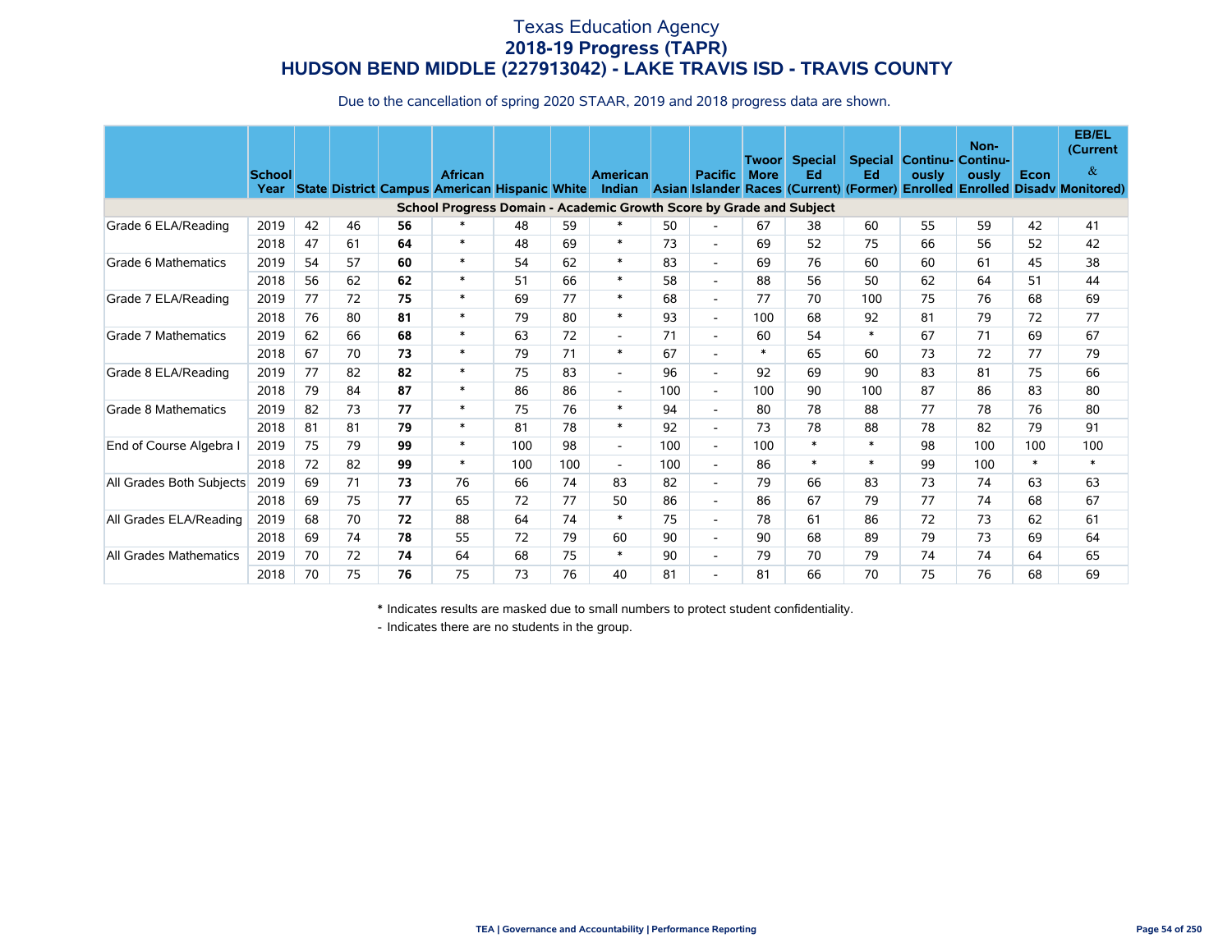# Texas Education Agency
## 2018-19 Progress (TAPR)
## HUDSON BEND MIDDLE (227913042) - LAKE TRAVIS ISD - TRAVIS COUNTY

Due to the cancellation of spring 2020 STAAR, 2019 and 2018 progress data are shown.

| | School Year | State | District | Campus | African American | Hispanic | White | American Indian | Asian | Pacific Islander | Two or More Races | Special Ed (Current) | Special Ed (Former) | Continuously Enrolled | Non-Continuously Enrolled | Econ Disadv | EB/EL (Current & Monitored) |
|---|---|---|---|---|---|---|---|---|---|---|---|---|---|---|---|---|---|
| **School Progress Domain - Academic Growth Score by Grade and Subject** | | | | | | | | | | | | | | | | | |
| Grade 6 ELA/Reading | 2019 | 42 | 46 | **56** | * | 48 | 59 | * | 50 | - | 67 | 38 | 60 | 55 | 59 | 42 | 41 |
| | 2018 | 47 | 61 | **64** | * | 48 | 69 | * | 73 | - | 69 | 52 | 75 | 66 | 56 | 52 | 42 |
| Grade 6 Mathematics | 2019 | 54 | 57 | **60** | * | 54 | 62 | * | 83 | - | 69 | 76 | 60 | 60 | 61 | 45 | 38 |
| | 2018 | 56 | 62 | **62** | * | 51 | 66 | * | 58 | - | 88 | 56 | 50 | 62 | 64 | 51 | 44 |
| Grade 7 ELA/Reading | 2019 | 77 | 72 | **75** | * | 69 | 77 | * | 68 | - | 77 | 70 | 100 | 75 | 76 | 68 | 69 |
| | 2018 | 76 | 80 | **81** | * | 79 | 80 | * | 93 | - | 100 | 68 | 92 | 81 | 79 | 72 | 77 |
| Grade 7 Mathematics | 2019 | 62 | 66 | **68** | * | 63 | 72 | - | 71 | - | 60 | 54 | * | 67 | 71 | 69 | 67 |
| | 2018 | 67 | 70 | **73** | * | 79 | 71 | * | 67 | - | * | 65 | 60 | 73 | 72 | 77 | 79 |
| Grade 8 ELA/Reading | 2019 | 77 | 82 | **82** | * | 75 | 83 | - | 96 | - | 92 | 69 | 90 | 83 | 81 | 75 | 66 |
| | 2018 | 79 | 84 | **87** | * | 86 | 86 | - | 100 | - | 100 | 90 | 100 | 87 | 86 | 83 | 80 |
| Grade 8 Mathematics | 2019 | 82 | 73 | **77** | * | 75 | 76 | * | 94 | - | 80 | 78 | 88 | 77 | 78 | 76 | 80 |
| | 2018 | 81 | 81 | **79** | * | 81 | 78 | * | 92 | - | 73 | 78 | 88 | 78 | 82 | 79 | 91 |
| End of Course Algebra I | 2019 | 75 | 79 | **99** | * | 100 | 98 | - | 100 | - | 100 | * | * | 98 | 100 | 100 | 100 |
| | 2018 | 72 | 82 | **99** | * | 100 | 100 | - | 100 | - | 86 | * | * | 99 | 100 | * | * |
| All Grades Both Subjects | 2019 | 69 | 71 | **73** | 76 | 66 | 74 | 83 | 82 | - | 79 | 66 | 83 | 73 | 74 | 63 | 63 |
| | 2018 | 69 | 75 | **77** | 65 | 72 | 77 | 50 | 86 | - | 86 | 67 | 79 | 77 | 74 | 68 | 67 |
| All Grades ELA/Reading | 2019 | 68 | 70 | **72** | 88 | 64 | 74 | * | 75 | - | 78 | 61 | 86 | 72 | 73 | 62 | 61 |
| | 2018 | 69 | 74 | **78** | 55 | 72 | 79 | 60 | 90 | - | 90 | 68 | 89 | 79 | 73 | 69 | 64 |
| All Grades Mathematics | 2019 | 70 | 72 | **74** | 64 | 68 | 75 | * | 90 | - | 79 | 70 | 79 | 74 | 74 | 64 | 65 |
| | 2018 | 70 | 75 | **76** | 75 | 73 | 76 | 40 | 81 | - | 81 | 66 | 70 | 75 | 76 | 68 | 69 |

* Indicates results are masked due to small numbers to protect student confidentiality.

- Indicates there are no students in the group.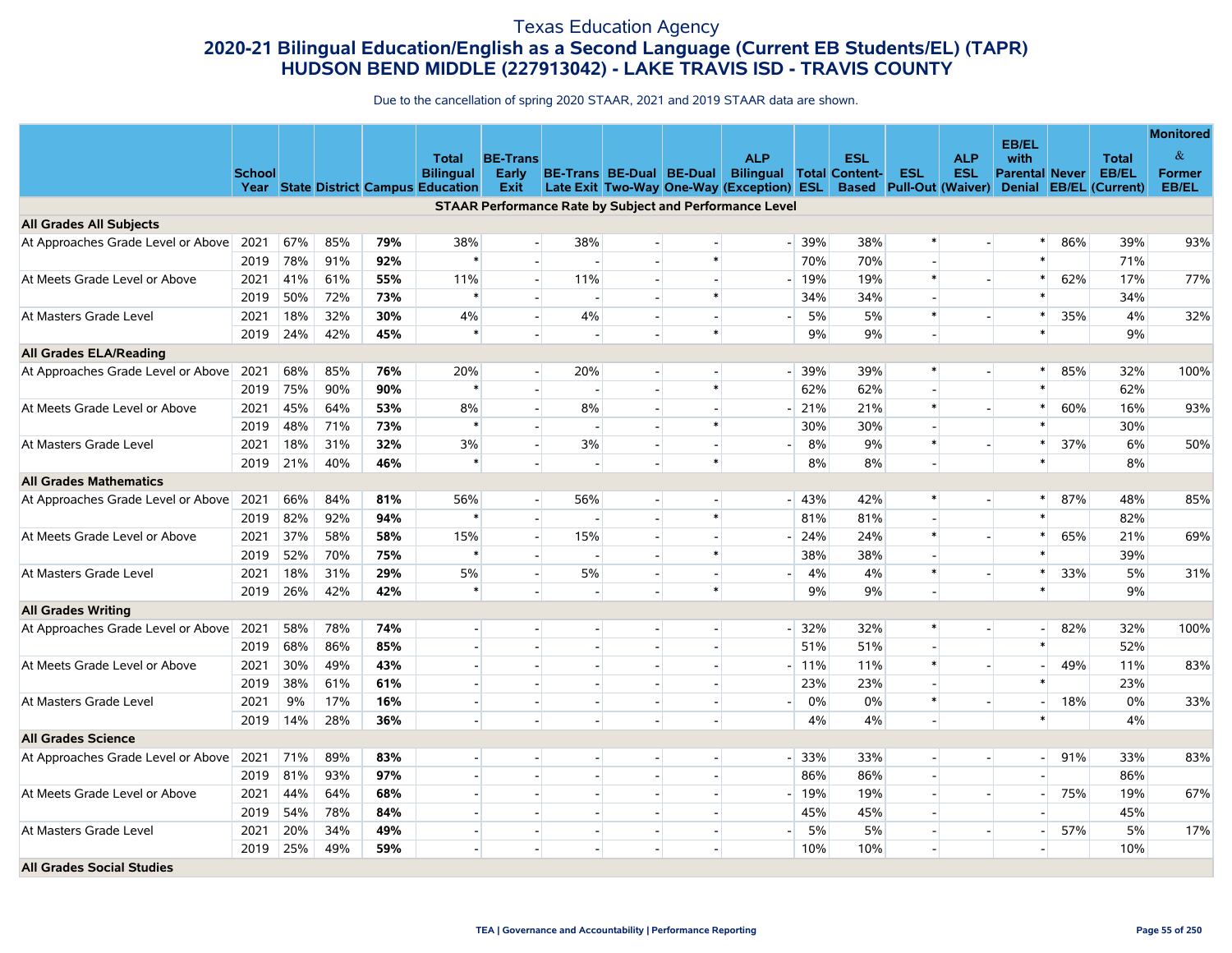# Texas Education Agency
## 2020-21 Bilingual Education/English as a Second Language (Current EB Students/EL) (TAPR)
## HUDSON BEND MIDDLE (227913042) - LAKE TRAVIS ISD - TRAVIS COUNTY

Due to the cancellation of spring 2020 STAAR, 2021 and 2019 STAAR data are shown.

| | School Year | State | District | Campus | Total Bilingual Education | BE-Trans Early Exit | BE-Trans Late Exit | BE-Dual Two-Way | BE-Dual One-Way | ALP Bilingual (Exception) | Total ESL | ESL Content-Based | ESL Pull-Out | ALP ESL (Waiver) | EB/EL with Parental Denial | Never EB/EL | Total EB/EL (Current) | Monitored & Former EB/EL |
|---|---|---|---|---|---|---|---|---|---|---|---|---|---|---|---|---|---|---|
| **STAAR Performance Rate by Subject and Performance Level** | | | | | | | | | | | | | | | | | | |
| **All Grades All Subjects** | | | | | | | | | | | | | | | | | | |
| At Approaches Grade Level or Above | 2021 | 67% | 85% | **79%** | 38% | - | 38% | - | - | - | 39% | 38% | * | - | * | 86% | 39% | 93% |
| | 2019 | 78% | 91% | **92%** | * | - | - | - | * | | 70% | 70% | - | | * | | 71% | |
| At Meets Grade Level or Above | 2021 | 41% | 61% | **55%** | 11% | - | 11% | - | - | - | 19% | 19% | * | - | * | 62% | 17% | 77% |
| | 2019 | 50% | 72% | **73%** | * | - | - | - | * | | 34% | 34% | - | | * | | 34% | |
| At Masters Grade Level | 2021 | 18% | 32% | **30%** | 4% | - | 4% | - | - | - | 5% | 5% | * | - | * | 35% | 4% | 32% |
| | 2019 | 24% | 42% | **45%** | * | - | - | - | * | | 9% | 9% | - | | * | | 9% | |
| **All Grades ELA/Reading** | | | | | | | | | | | | | | | | | | |
| At Approaches Grade Level or Above | 2021 | 68% | 85% | **76%** | 20% | - | 20% | - | - | - | 39% | 39% | * | - | * | 85% | 32% | 100% |
| | 2019 | 75% | 90% | **90%** | * | - | - | - | * | | 62% | 62% | - | | * | | 62% | |
| At Meets Grade Level or Above | 2021 | 45% | 64% | **53%** | 8% | - | 8% | - | - | - | 21% | 21% | * | - | * | 60% | 16% | 93% |
| | 2019 | 48% | 71% | **73%** | * | - | - | - | * | | 30% | 30% | - | | * | | 30% | |
| At Masters Grade Level | 2021 | 18% | 31% | **32%** | 3% | - | 3% | - | - | - | 8% | 9% | * | - | * | 37% | 6% | 50% |
| | 2019 | 21% | 40% | **46%** | * | - | - | - | * | | 8% | 8% | - | | * | | 8% | |
| **All Grades Mathematics** | | | | | | | | | | | | | | | | | | |
| At Approaches Grade Level or Above | 2021 | 66% | 84% | **81%** | 56% | - | 56% | - | - | - | 43% | 42% | * | - | * | 87% | 48% | 85% |
| | 2019 | 82% | 92% | **94%** | * | - | - | - | * | | 81% | 81% | - | | * | | 82% | |
| At Meets Grade Level or Above | 2021 | 37% | 58% | **58%** | 15% | - | 15% | - | - | - | 24% | 24% | * | - | * | 65% | 21% | 69% |
| | 2019 | 52% | 70% | **75%** | * | - | - | - | * | | 38% | 38% | - | | * | | 39% | |
| At Masters Grade Level | 2021 | 18% | 31% | **29%** | 5% | - | 5% | - | - | - | 4% | 4% | * | - | * | 33% | 5% | 31% |
| | 2019 | 26% | 42% | **42%** | * | - | - | - | * | | 9% | 9% | - | | * | | 9% | |
| **All Grades Writing** | | | | | | | | | | | | | | | | | | |
| At Approaches Grade Level or Above | 2021 | 58% | 78% | **74%** | - | - | - | - | - | - | 32% | 32% | * | - | - | 82% | 32% | 100% |
| | 2019 | 68% | 86% | **85%** | - | - | - | - | - | | 51% | 51% | - | | * | | 52% | |
| At Meets Grade Level or Above | 2021 | 30% | 49% | **43%** | - | - | - | - | - | - | 11% | 11% | * | - | - | 49% | 11% | 83% |
| | 2019 | 38% | 61% | **61%** | - | - | - | - | - | | 23% | 23% | - | | * | | 23% | |
| At Masters Grade Level | 2021 | 9% | 17% | **16%** | - | - | - | - | - | - | 0% | 0% | * | - | - | 18% | 0% | 33% |
| | 2019 | 14% | 28% | **36%** | - | - | - | - | - | | 4% | 4% | - | | * | | 4% | |
| **All Grades Science** | | | | | | | | | | | | | | | | | | |
| At Approaches Grade Level or Above | 2021 | 71% | 89% | **83%** | - | - | - | - | - | - | 33% | 33% | - | - | - | 91% | 33% | 83% |
| | 2019 | 81% | 93% | **97%** | - | - | - | - | - | | 86% | 86% | - | | - | | 86% | |
| At Meets Grade Level or Above | 2021 | 44% | 64% | **68%** | - | - | - | - | - | - | 19% | 19% | - | - | - | 75% | 19% | 67% |
| | 2019 | 54% | 78% | **84%** | - | - | - | - | - | | 45% | 45% | - | | - | | 45% | |
| At Masters Grade Level | 2021 | 20% | 34% | **49%** | - | - | - | - | - | - | 5% | 5% | - | - | - | 57% | 5% | 17% |
| | 2019 | 25% | 49% | **59%** | - | - | - | - | - | | 10% | 10% | - | | - | | 10% | |
| **All Grades Social Studies** | | | | | | | | | | | | | | | | | | |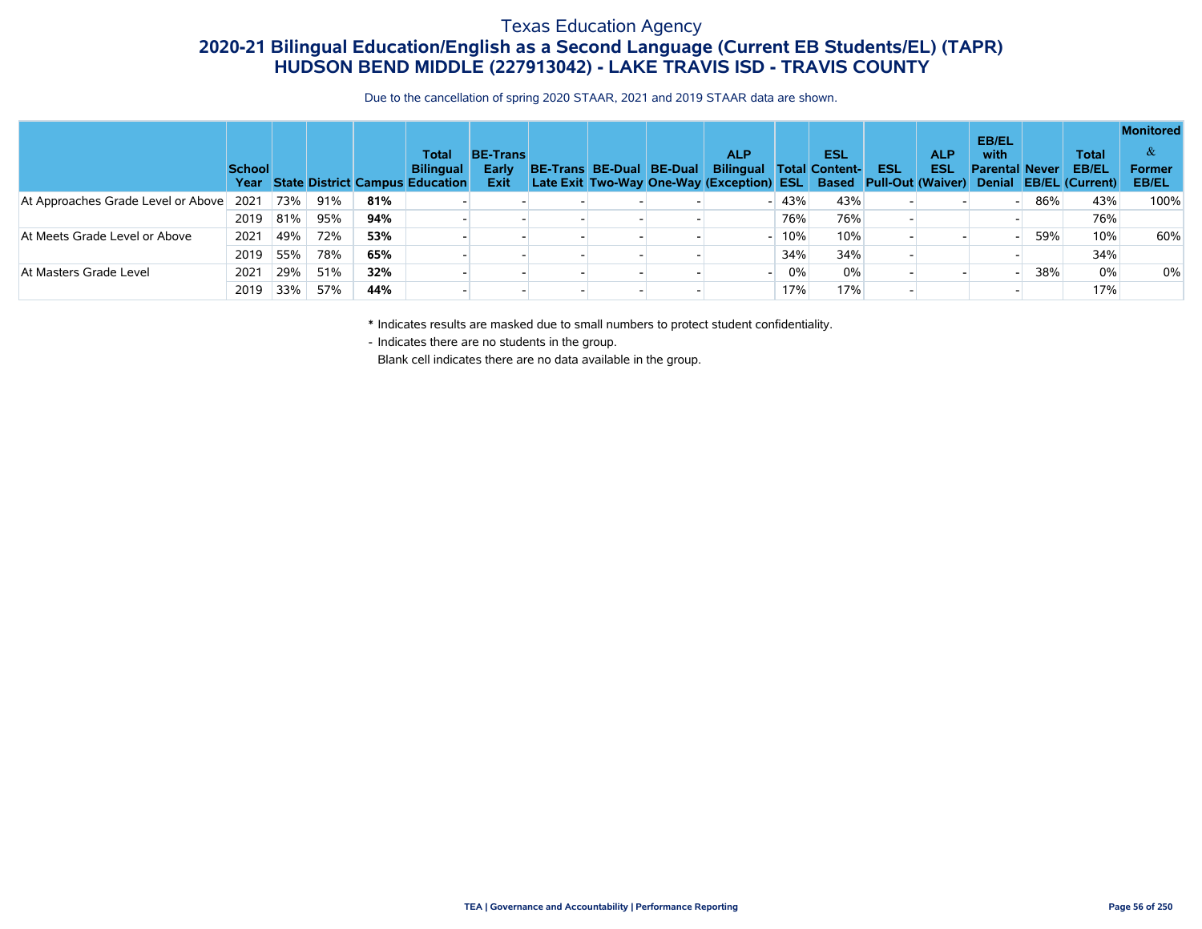# Texas Education Agency

## 2020-21 Bilingual Education/English as a Second Language (Current EB Students/EL) (TAPR)

## HUDSON BEND MIDDLE (227913042) - LAKE TRAVIS ISD - TRAVIS COUNTY

Due to the cancellation of spring 2020 STAAR, 2021 and 2019 STAAR data are shown.

| | School Year | State | District | Campus | Total Bilingual Education | BE-Trans Early Exit | BE-Trans Late Exit | BE-Dual Two-Way | BE-Dual One-Way | ALP Bilingual (Exception) | Total ESL | ESL Content-Based | ESL Pull-Out | ALP ESL (Waiver) | EB/EL with Parental Denial | Never EB/EL | Total EB/EL (Current) | Monitored & Former EB/EL |
|---|---|---|---|---|---|---|---|---|---|---|---|---|---|---|---|---|---|---|
| At Approaches Grade Level or Above | 2021 | 73% | 91% | **81%** | - | - | - | - | - | - | 43% | 43% | - | - | - | 86% | 43% | 100% |
| | 2019 | 81% | 95% | **94%** | - | - | - | - | - | | 76% | 76% | - | | - | | 76% | |
| At Meets Grade Level or Above | 2021 | 49% | 72% | **53%** | - | - | - | - | - | - | 10% | 10% | - | - | - | 59% | 10% | 60% |
| | 2019 | 55% | 78% | **65%** | - | - | - | - | - | | 34% | 34% | - | | - | | 34% | |
| At Masters Grade Level | 2021 | 29% | 51% | **32%** | - | - | - | - | - | - | 0% | 0% | - | - | - | 38% | 0% | 0% |
| | 2019 | 33% | 57% | **44%** | - | - | - | - | - | | 17% | 17% | - | | - | | 17% | |

\* Indicates results are masked due to small numbers to protect student confidentiality.

\- Indicates there are no students in the group.

Blank cell indicates there are no data available in the group.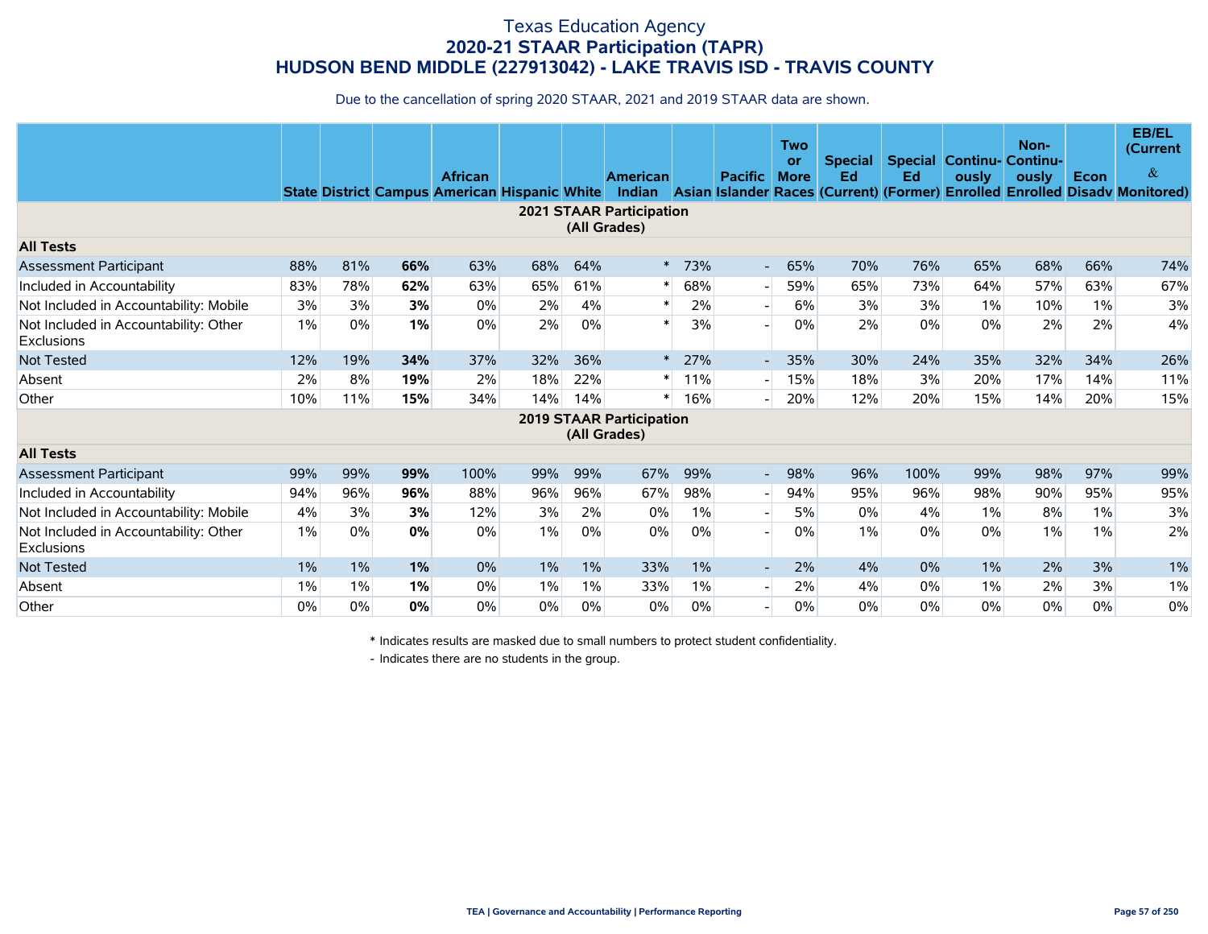# Texas Education Agency
## 2020-21 STAAR Participation (TAPR)
## HUDSON BEND MIDDLE (227913042) - LAKE TRAVIS ISD - TRAVIS COUNTY

Due to the cancellation of spring 2020 STAAR, 2021 and 2019 STAAR data are shown.

| | State | District | Campus | African American | Hispanic | White | American Indian | Asian | Pacific Islander | Two or More Races | Special Ed (Current) | Special Ed (Former) | Continu-ously Enrolled | Non-Continu-ously Enrolled | Econ Disadv | EB/EL (Current & Monitored) |
|---|---|---|---|---|---|---|---|---|---|---|---|---|---|---|---|---|
| **2021 STAAR Participation (All Grades)** | | | | | | | | | | | | | | | | |
| **All Tests** | | | | | | | | | | | | | | | | |
| Assessment Participant | 88% | 81% | **66%** | 63% | 68% | 64% | * | 73% | - | 65% | 70% | 76% | 65% | 68% | 66% | 74% |
| Included in Accountability | 83% | 78% | **62%** | 63% | 65% | 61% | * | 68% | - | 59% | 65% | 73% | 64% | 57% | 63% | 67% |
| Not Included in Accountability: Mobile | 3% | 3% | **3%** | 0% | 2% | 4% | * | 2% | - | 6% | 3% | 3% | 1% | 10% | 1% | 3% |
| Not Included in Accountability: Other Exclusions | 1% | 0% | **1%** | 0% | 2% | 0% | * | 3% | - | 0% | 2% | 0% | 0% | 2% | 2% | 4% |
| Not Tested | 12% | 19% | **34%** | 37% | 32% | 36% | * | 27% | - | 35% | 30% | 24% | 35% | 32% | 34% | 26% |
| Absent | 2% | 8% | **19%** | 2% | 18% | 22% | * | 11% | - | 15% | 18% | 3% | 20% | 17% | 14% | 11% |
| Other | 10% | 11% | **15%** | 34% | 14% | 14% | * | 16% | - | 20% | 12% | 20% | 15% | 14% | 20% | 15% |
| **2019 STAAR Participation (All Grades)** | | | | | | | | | | | | | | | | |
| **All Tests** | | | | | | | | | | | | | | | | |
| Assessment Participant | 99% | 99% | **99%** | 100% | 99% | 99% | 67% | 99% | - | 98% | 96% | 100% | 99% | 98% | 97% | 99% |
| Included in Accountability | 94% | 96% | **96%** | 88% | 96% | 96% | 67% | 98% | - | 94% | 95% | 96% | 98% | 90% | 95% | 95% |
| Not Included in Accountability: Mobile | 4% | 3% | **3%** | 12% | 3% | 2% | 0% | 1% | - | 5% | 0% | 4% | 1% | 8% | 1% | 3% |
| Not Included in Accountability: Other Exclusions | 1% | 0% | **0%** | 0% | 1% | 0% | 0% | 0% | - | 0% | 1% | 0% | 0% | 1% | 1% | 2% |
| Not Tested | 1% | 1% | **1%** | 0% | 1% | 1% | 33% | 1% | - | 2% | 4% | 0% | 1% | 2% | 3% | 1% |
| Absent | 1% | 1% | **1%** | 0% | 1% | 1% | 33% | 1% | - | 2% | 4% | 0% | 1% | 2% | 3% | 1% |
| Other | 0% | 0% | **0%** | 0% | 0% | 0% | 0% | 0% | - | 0% | 0% | 0% | 0% | 0% | 0% | 0% |

\* Indicates results are masked due to small numbers to protect student confidentiality.

\- Indicates there are no students in the group.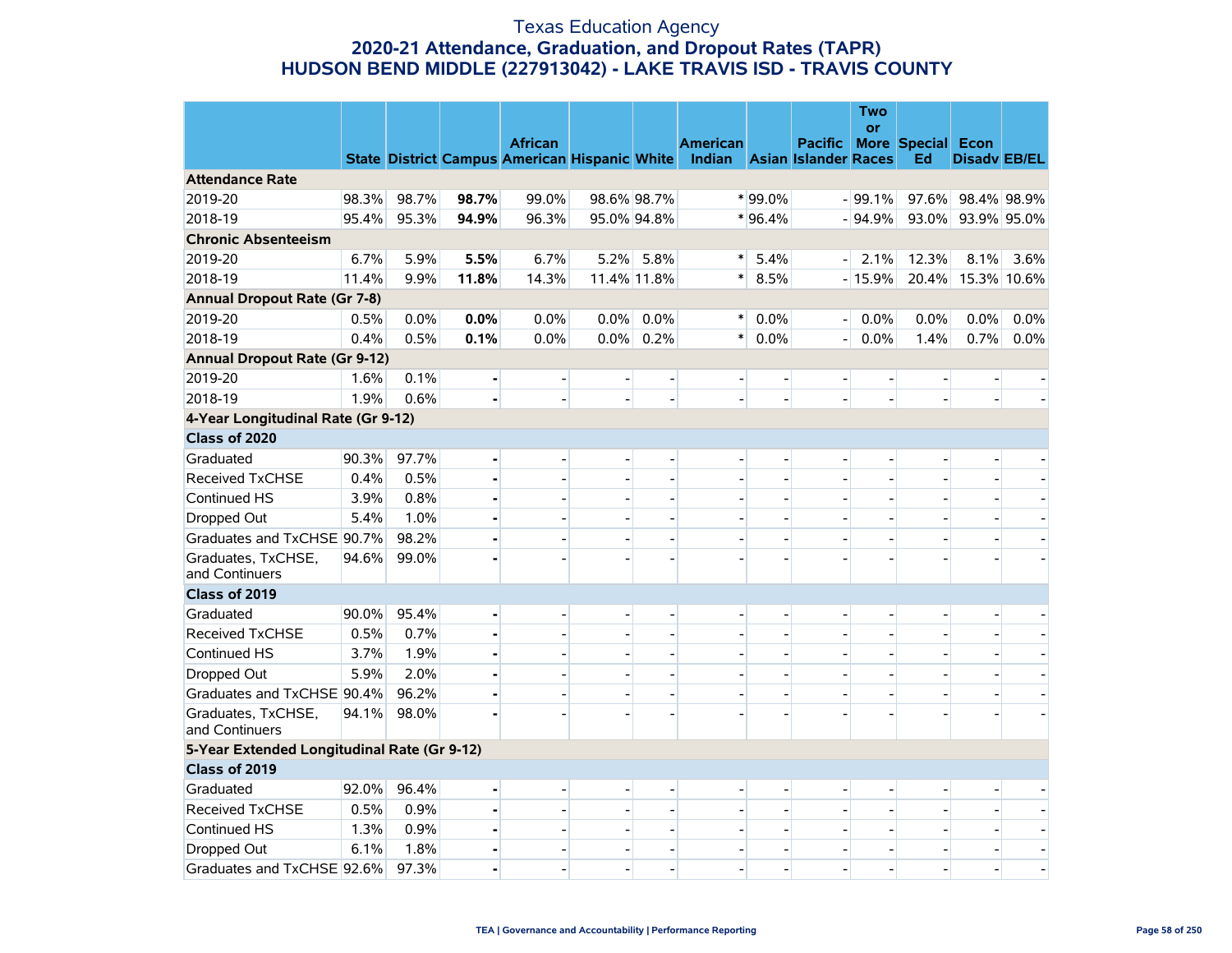# Texas Education Agency
## 2020-21 Attendance, Graduation, and Dropout Rates (TAPR)
## HUDSON BEND MIDDLE (227913042) - LAKE TRAVIS ISD - TRAVIS COUNTY

| | State | District | Campus | African American | Hispanic | White | American Indian | Asian | Pacific Islander | Two or More Races | Special Ed | Econ Disadv | EB/EL |
|---|---|---|---|---|---|---|---|---|---|---|---|---|---|
| **Attendance Rate** | | | | | | | | | | | | | |
| 2019-20 | 98.3% | 98.7% | **98.7%** | 99.0% | 98.6% | 98.7% | * | 99.0% | - | 99.1% | 97.6% | 98.4% | 98.9% |
| 2018-19 | 95.4% | 95.3% | **94.9%** | 96.3% | 95.0% | 94.8% | * | 96.4% | - | 94.9% | 93.0% | 93.9% | 95.0% |
| **Chronic Absenteeism** | | | | | | | | | | | | | |
| 2019-20 | 6.7% | 5.9% | **5.5%** | 6.7% | 5.2% | 5.8% | * | 5.4% | - | 2.1% | 12.3% | 8.1% | 3.6% |
| 2018-19 | 11.4% | 9.9% | **11.8%** | 14.3% | 11.4% | 11.8% | * | 8.5% | - | 15.9% | 20.4% | 15.3% | 10.6% |
| **Annual Dropout Rate (Gr 7-8)** | | | | | | | | | | | | | |
| 2019-20 | 0.5% | 0.0% | **0.0%** | 0.0% | 0.0% | 0.0% | * | 0.0% | - | 0.0% | 0.0% | 0.0% | 0.0% |
| 2018-19 | 0.4% | 0.5% | **0.1%** | 0.0% | 0.0% | 0.2% | * | 0.0% | - | 0.0% | 1.4% | 0.7% | 0.0% |
| **Annual Dropout Rate (Gr 9-12)** | | | | | | | | | | | | | |
| 2019-20 | 1.6% | 0.1% | **-** | - | - | - | - | - | - | - | - | - | - |
| 2018-19 | 1.9% | 0.6% | **-** | - | - | - | - | - | - | - | - | - | - |
| **4-Year Longitudinal Rate (Gr 9-12)** | | | | | | | | | | | | | |
| **Class of 2020** | | | | | | | | | | | | | |
| Graduated | 90.3% | 97.7% | **-** | - | - | - | - | - | - | - | - | - | - |
| Received TxCHSE | 0.4% | 0.5% | **-** | - | - | - | - | - | - | - | - | - | - |
| Continued HS | 3.9% | 0.8% | **-** | - | - | - | - | - | - | - | - | - | - |
| Dropped Out | 5.4% | 1.0% | **-** | - | - | - | - | - | - | - | - | - | - |
| Graduates and TxCHSE | 90.7% | 98.2% | **-** | - | - | - | - | - | - | - | - | - | - |
| Graduates, TxCHSE, and Continuers | 94.6% | 99.0% | **-** | - | - | - | - | - | - | - | - | - | - |
| **Class of 2019** | | | | | | | | | | | | | |
| Graduated | 90.0% | 95.4% | **-** | - | - | - | - | - | - | - | - | - | - |
| Received TxCHSE | 0.5% | 0.7% | **-** | - | - | - | - | - | - | - | - | - | - |
| Continued HS | 3.7% | 1.9% | **-** | - | - | - | - | - | - | - | - | - | - |
| Dropped Out | 5.9% | 2.0% | **-** | - | - | - | - | - | - | - | - | - | - |
| Graduates and TxCHSE | 90.4% | 96.2% | **-** | - | - | - | - | - | - | - | - | - | - |
| Graduates, TxCHSE, and Continuers | 94.1% | 98.0% | **-** | - | - | - | - | - | - | - | - | - | - |
| **5-Year Extended Longitudinal Rate (Gr 9-12)** | | | | | | | | | | | | | |
| **Class of 2019** | | | | | | | | | | | | | |
| Graduated | 92.0% | 96.4% | **-** | - | - | - | - | - | - | - | - | - | - |
| Received TxCHSE | 0.5% | 0.9% | **-** | - | - | - | - | - | - | - | - | - | - |
| Continued HS | 1.3% | 0.9% | **-** | - | - | - | - | - | - | - | - | - | - |
| Dropped Out | 6.1% | 1.8% | **-** | - | - | - | - | - | - | - | - | - | - |
| Graduates and TxCHSE | 92.6% | 97.3% | **-** | - | - | - | - | - | - | - | - | - | - |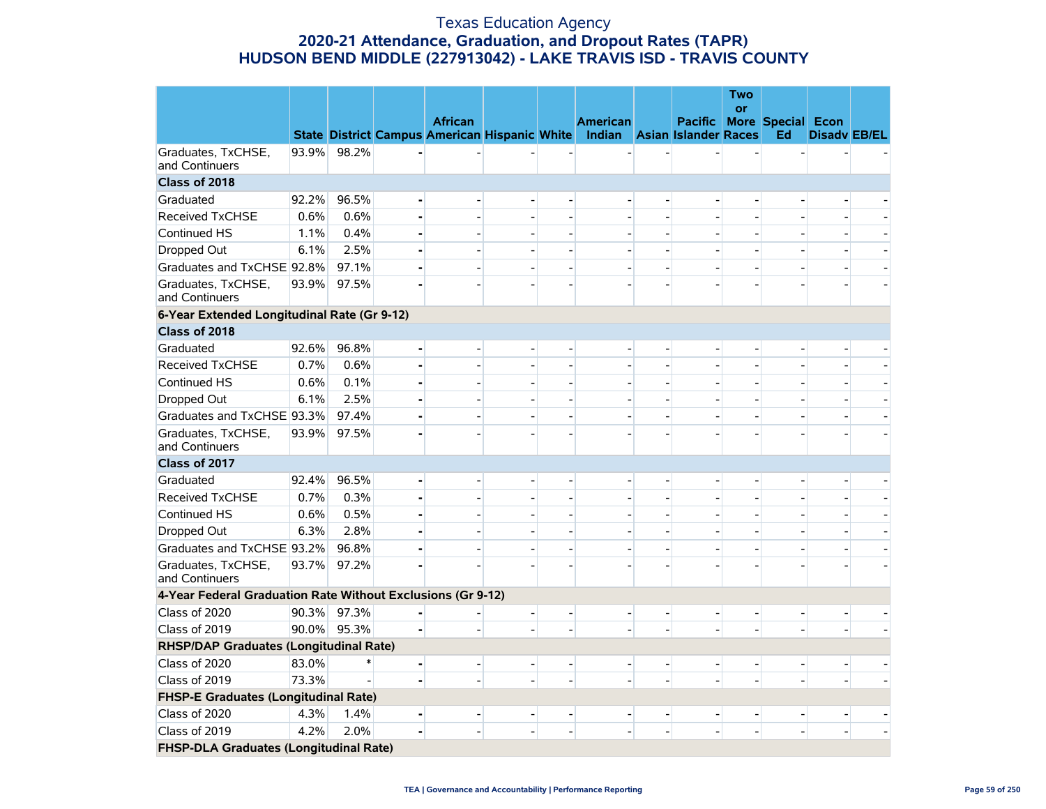# Texas Education Agency
## 2020-21 Attendance, Graduation, and Dropout Rates (TAPR)
## HUDSON BEND MIDDLE (227913042) - LAKE TRAVIS ISD - TRAVIS COUNTY

| | State | District | Campus | African American | Hispanic | White | American Indian | Asian | Pacific Islander | Two or More Races | Special Ed | Econ Disadv | EB/EL |
|---|---|---|---|---|---|---|---|---|---|---|---|---|---|
| Graduates, TxCHSE, and Continuers | 93.9% | 98.2% | - | - | - | - | - | - | - | - | - | - | - |
| **Class of 2018** | | | | | | | | | | | | | |
| Graduated | 92.2% | 96.5% | - | - | - | - | - | - | - | - | - | - | - |
| Received TxCHSE | 0.6% | 0.6% | - | - | - | - | - | - | - | - | - | - | - |
| Continued HS | 1.1% | 0.4% | - | - | - | - | - | - | - | - | - | - | - |
| Dropped Out | 6.1% | 2.5% | - | - | - | - | - | - | - | - | - | - | - |
| Graduates and TxCHSE | 92.8% | 97.1% | - | - | - | - | - | - | - | - | - | - | - |
| Graduates, TxCHSE, and Continuers | 93.9% | 97.5% | - | - | - | - | - | - | - | - | - | - | - |
| **6-Year Extended Longitudinal Rate (Gr 9-12)** | | | | | | | | | | | | | |
| **Class of 2018** | | | | | | | | | | | | | |
| Graduated | 92.6% | 96.8% | - | - | - | - | - | - | - | - | - | - | - |
| Received TxCHSE | 0.7% | 0.6% | - | - | - | - | - | - | - | - | - | - | - |
| Continued HS | 0.6% | 0.1% | - | - | - | - | - | - | - | - | - | - | - |
| Dropped Out | 6.1% | 2.5% | - | - | - | - | - | - | - | - | - | - | - |
| Graduates and TxCHSE | 93.3% | 97.4% | - | - | - | - | - | - | - | - | - | - | - |
| Graduates, TxCHSE, and Continuers | 93.9% | 97.5% | - | - | - | - | - | - | - | - | - | - | - |
| **Class of 2017** | | | | | | | | | | | | | |
| Graduated | 92.4% | 96.5% | - | - | - | - | - | - | - | - | - | - | - |
| Received TxCHSE | 0.7% | 0.3% | - | - | - | - | - | - | - | - | - | - | - |
| Continued HS | 0.6% | 0.5% | - | - | - | - | - | - | - | - | - | - | - |
| Dropped Out | 6.3% | 2.8% | - | - | - | - | - | - | - | - | - | - | - |
| Graduates and TxCHSE | 93.2% | 96.8% | - | - | - | - | - | - | - | - | - | - | - |
| Graduates, TxCHSE, and Continuers | 93.7% | 97.2% | - | - | - | - | - | - | - | - | - | - | - |
| **4-Year Federal Graduation Rate Without Exclusions (Gr 9-12)** | | | | | | | | | | | | | |
| Class of 2020 | 90.3% | 97.3% | - | - | - | - | - | - | - | - | - | - | - |
| Class of 2019 | 90.0% | 95.3% | - | - | - | - | - | - | - | - | - | - | - |
| **RHSP/DAP Graduates (Longitudinal Rate)** | | | | | | | | | | | | | |
| Class of 2020 | 83.0% | * | - | - | - | - | - | - | - | - | - | - | - |
| Class of 2019 | 73.3% | - | - | - | - | - | - | - | - | - | - | - | - |
| **FHSP-E Graduates (Longitudinal Rate)** | | | | | | | | | | | | | |
| Class of 2020 | 4.3% | 1.4% | - | - | - | - | - | - | - | - | - | - | - |
| Class of 2019 | 4.2% | 2.0% | - | - | - | - | - | - | - | - | - | - | - |
| **FHSP-DLA Graduates (Longitudinal Rate)** | | | | | | | | | | | | | |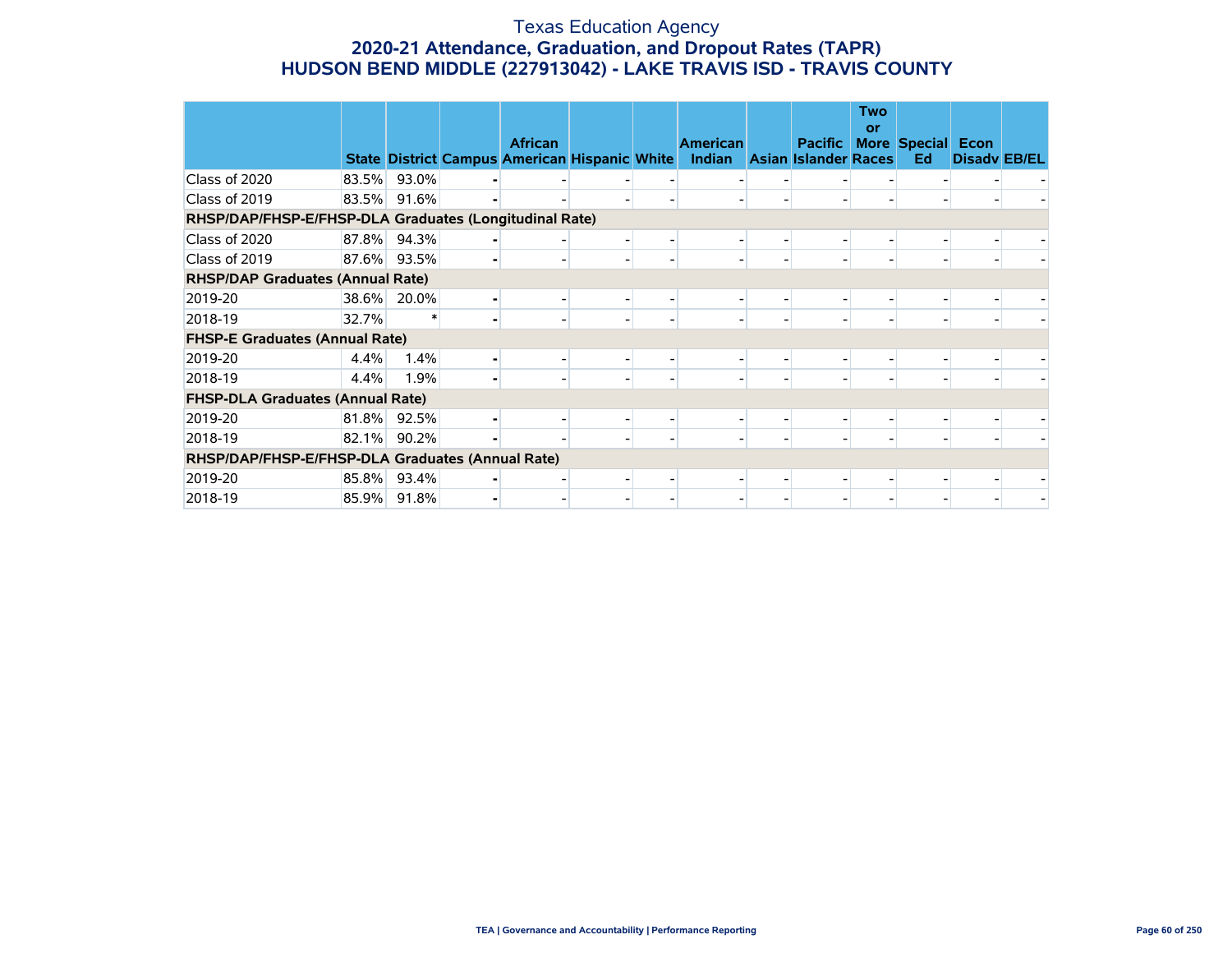# Texas Education Agency

## 2020-21 Attendance, Graduation, and Dropout Rates (TAPR)

## HUDSON BEND MIDDLE (227913042) - LAKE TRAVIS ISD - TRAVIS COUNTY

| | State | District | Campus | African American | Hispanic | White | American Indian | Asian | Pacific Islander | Two or More Races | Special Ed | Econ Disadv | EB/EL |
|---|---|---|---|---|---|---|---|---|---|---|---|---|---|
| Class of 2020 | 83.5% | 93.0% | - | - | - | - | - | - | - | - | - | - | - |
| Class of 2019 | 83.5% | 91.6% | - | - | - | - | - | - | - | - | - | - | - |
| **RHSP/DAP/FHSP-E/FHSP-DLA Graduates (Longitudinal Rate)** | | | | | | | | | | | | | |
| Class of 2020 | 87.8% | 94.3% | - | - | - | - | - | - | - | - | - | - | - |
| Class of 2019 | 87.6% | 93.5% | - | - | - | - | - | - | - | - | - | - | - |
| **RHSP/DAP Graduates (Annual Rate)** | | | | | | | | | | | | | |
| 2019-20 | 38.6% | 20.0% | - | - | - | - | - | - | - | - | - | - | - |
| 2018-19 | 32.7% | * | - | - | - | - | - | - | - | - | - | - | - |
| **FHSP-E Graduates (Annual Rate)** | | | | | | | | | | | | | |
| 2019-20 | 4.4% | 1.4% | - | - | - | - | - | - | - | - | - | - | - |
| 2018-19 | 4.4% | 1.9% | - | - | - | - | - | - | - | - | - | - | - |
| **FHSP-DLA Graduates (Annual Rate)** | | | | | | | | | | | | | |
| 2019-20 | 81.8% | 92.5% | - | - | - | - | - | - | - | - | - | - | - |
| 2018-19 | 82.1% | 90.2% | - | - | - | - | - | - | - | - | - | - | - |
| **RHSP/DAP/FHSP-E/FHSP-DLA Graduates (Annual Rate)** | | | | | | | | | | | | | |
| 2019-20 | 85.8% | 93.4% | - | - | - | - | - | - | - | - | - | - | - |
| 2018-19 | 85.9% | 91.8% | - | - | - | - | - | - | - | - | - | - | - |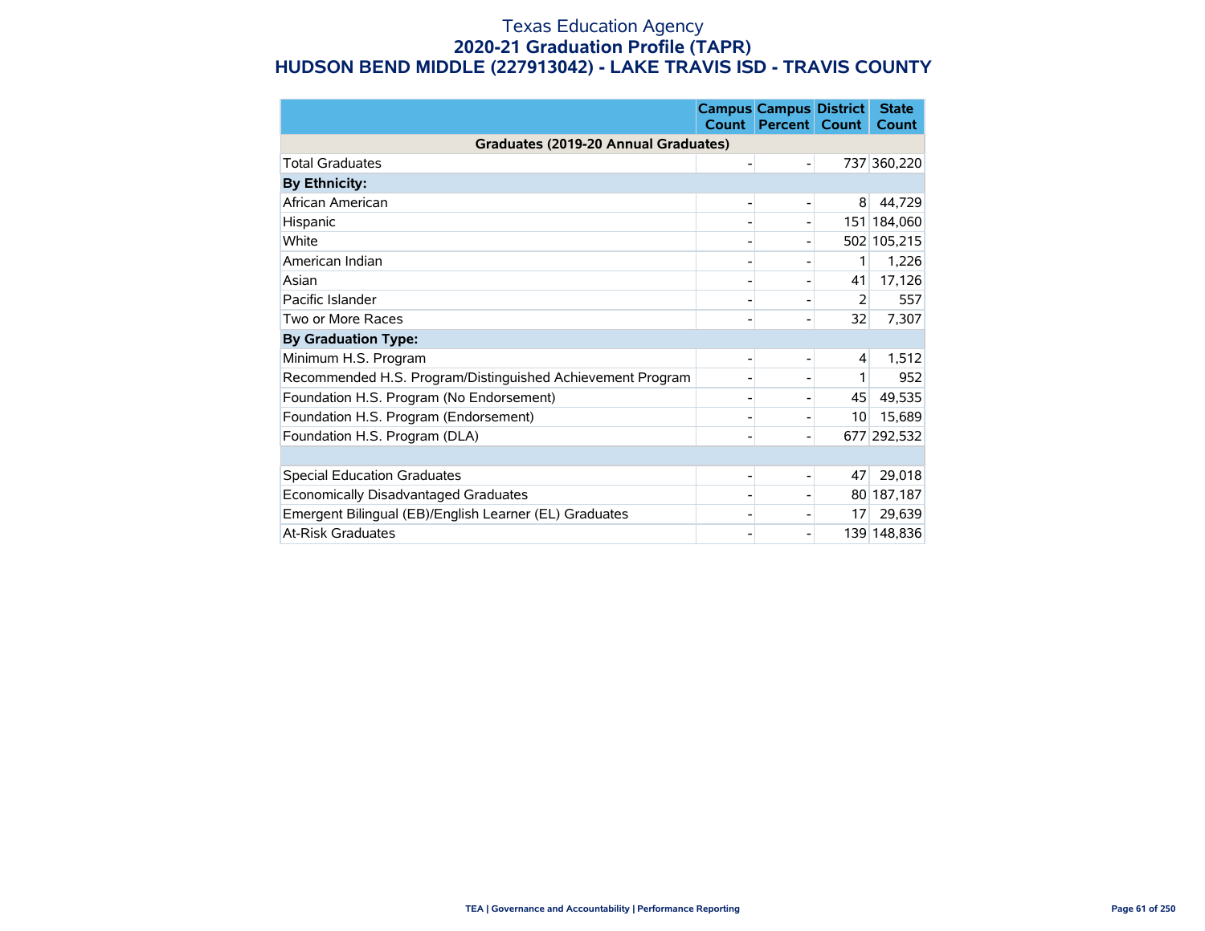# Texas Education Agency
## 2020-21 Graduation Profile (TAPR)
## HUDSON BEND MIDDLE (227913042) - LAKE TRAVIS ISD - TRAVIS COUNTY

| | Campus Count | Campus Percent | District Count | State Count |
|---|---|---|---|---|
| **Graduates (2019-20 Annual Graduates)** | | | | |
| Total Graduates | - | - | 737 | 360,220 |
| **By Ethnicity:** | | | | |
| African American | - | - | 8 | 44,729 |
| Hispanic | - | - | 151 | 184,060 |
| White | - | - | 502 | 105,215 |
| American Indian | - | - | 1 | 1,226 |
| Asian | - | - | 41 | 17,126 |
| Pacific Islander | - | - | 2 | 557 |
| Two or More Races | - | - | 32 | 7,307 |
| **By Graduation Type:** | | | | |
| Minimum H.S. Program | - | - | 4 | 1,512 |
| Recommended H.S. Program/Distinguished Achievement Program | - | - | 1 | 952 |
| Foundation H.S. Program (No Endorsement) | - | - | 45 | 49,535 |
| Foundation H.S. Program (Endorsement) | - | - | 10 | 15,689 |
| Foundation H.S. Program (DLA) | - | - | 677 | 292,532 |
| | | | | |
| Special Education Graduates | - | - | 47 | 29,018 |
| Economically Disadvantaged Graduates | - | - | 80 | 187,187 |
| Emergent Bilingual (EB)/English Learner (EL) Graduates | - | - | 17 | 29,639 |
| At-Risk Graduates | - | - | 139 | 148,836 |

TEA | Governance and Accountability | Performance Reporting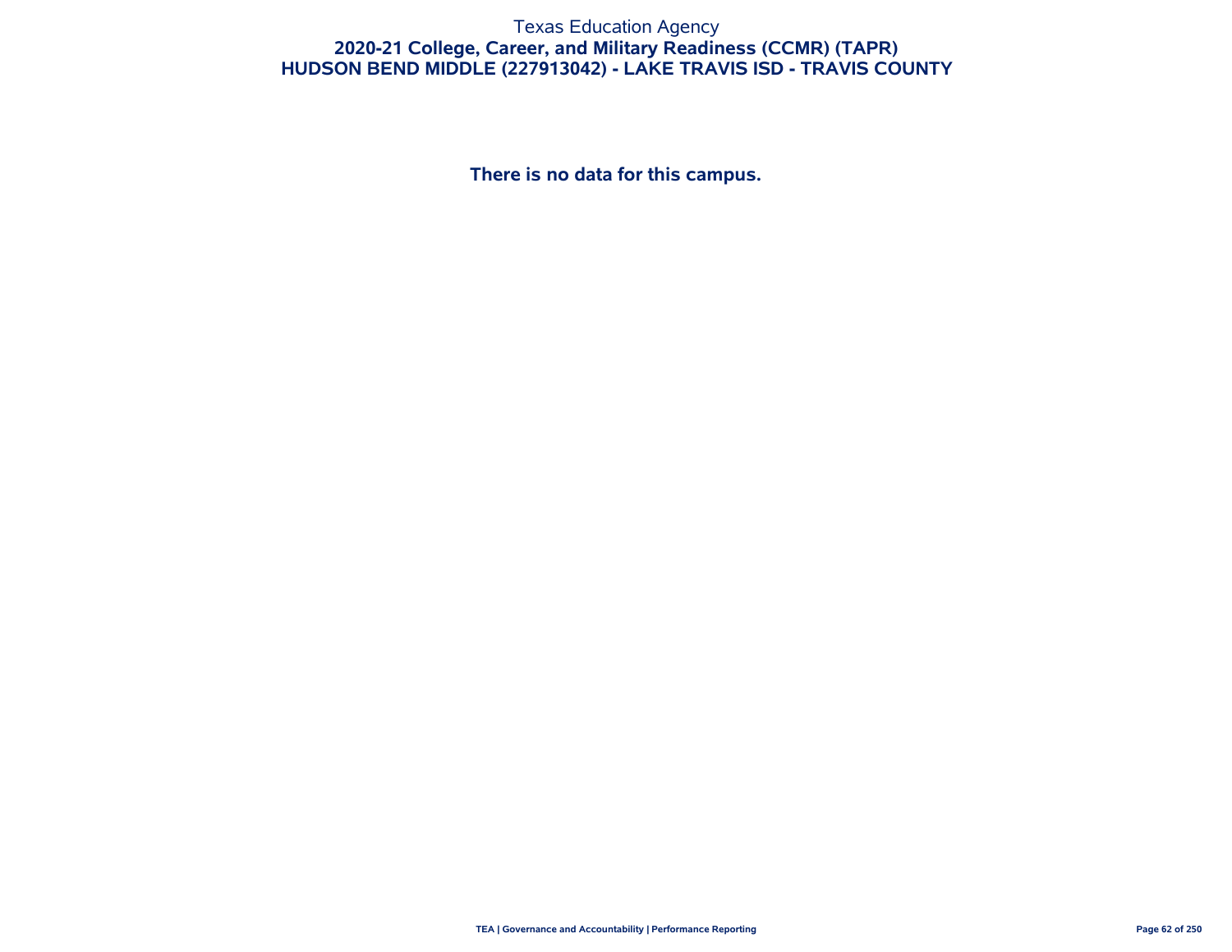# Texas Education Agency

## 2020-21 College, Career, and Military Readiness (CCMR) (TAPR)

## HUDSON BEND MIDDLE (227913042) - LAKE TRAVIS ISD - TRAVIS COUNTY

**There is no data for this campus.**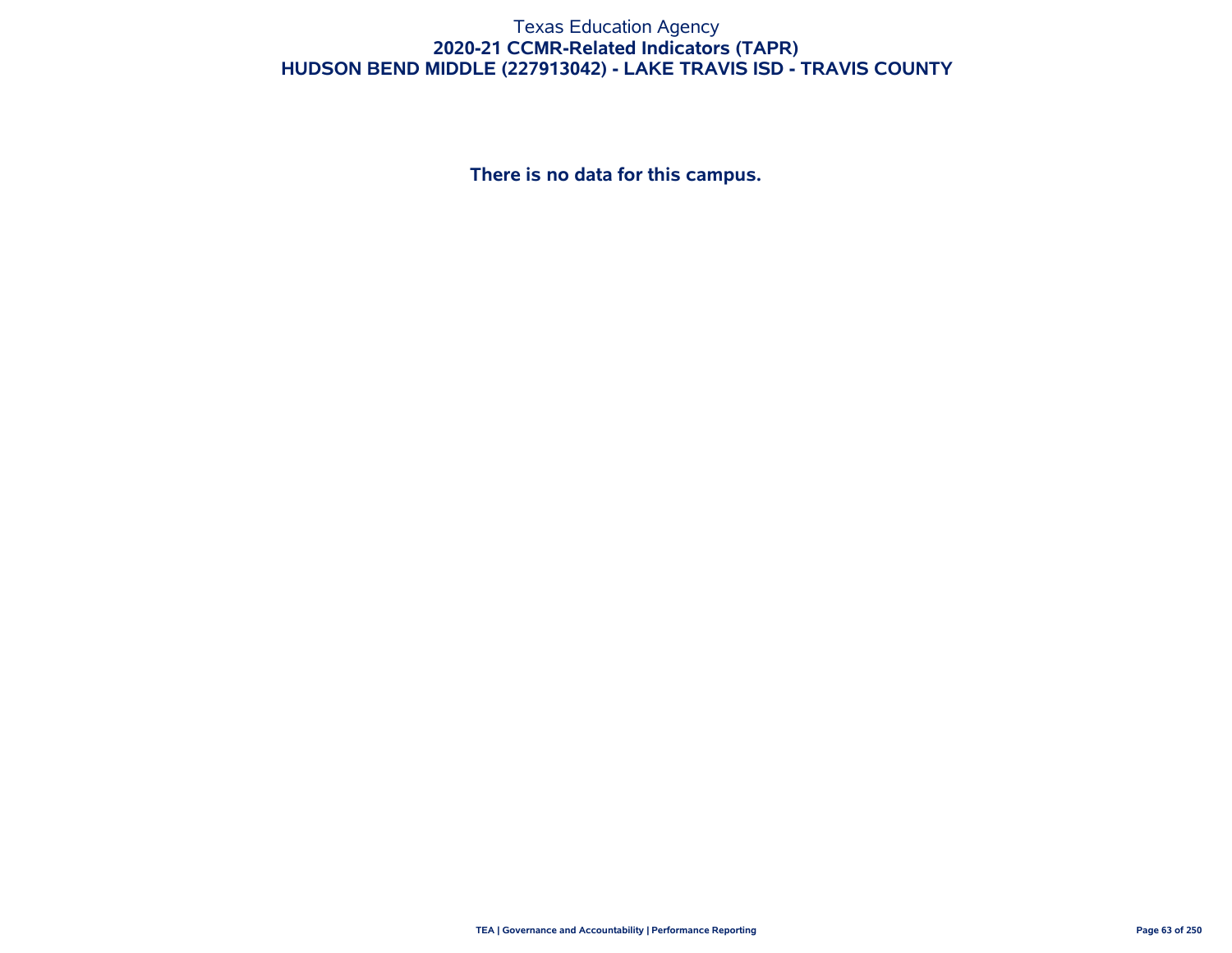# Texas Education Agency
## 2020-21 CCMR-Related Indicators (TAPR)
## HUDSON BEND MIDDLE (227913042) - LAKE TRAVIS ISD - TRAVIS COUNTY

**There is no data for this campus.**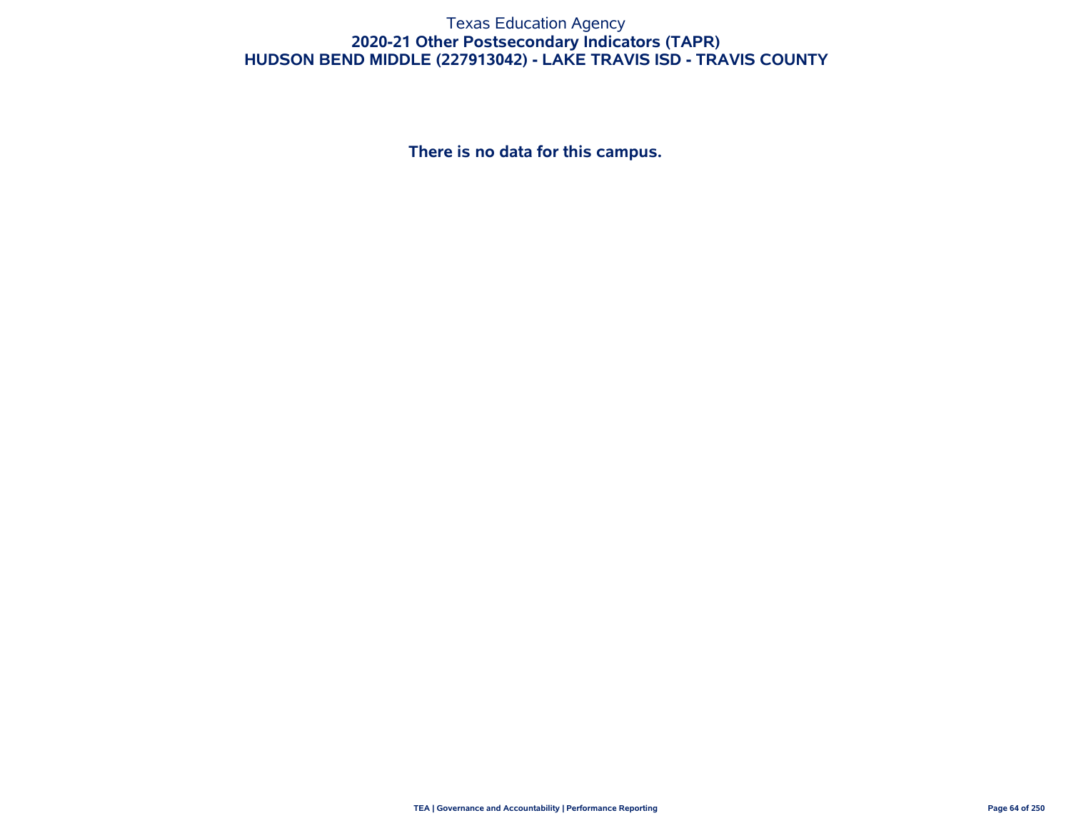Texas Education Agency

# 2020-21 Other Postsecondary Indicators (TAPR)

## HUDSON BEND MIDDLE (227913042) - LAKE TRAVIS ISD - TRAVIS COUNTY

**There is no data for this campus.**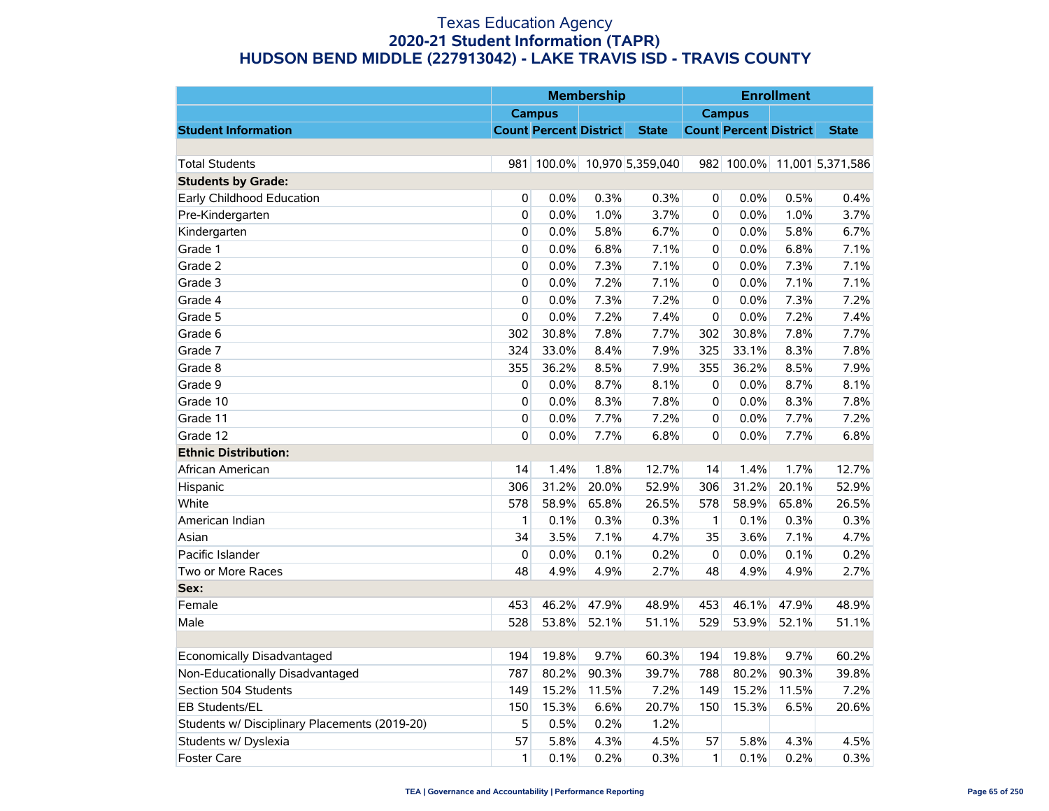# Texas Education Agency
## 2020-21 Student Information (TAPR)
## HUDSON BEND MIDDLE (227913042) - LAKE TRAVIS ISD - TRAVIS COUNTY

| | Membership | | | | Enrollment | | | |
|---|---|---|---|---|---|---|---|---|
| | Campus | | | | Campus | | | |
| **Student Information** | **Count** | **Percent** | **District** | **State** | **Count** | **Percent** | **District** | **State** |
| | | | | | | | | |
| Total Students | 981 | 100.0% | 10,970 | 5,359,040 | 982 | 100.0% | 11,001 | 5,371,586 |
| **Students by Grade:** | | | | | | | | |
| Early Childhood Education | 0 | 0.0% | 0.3% | 0.3% | 0 | 0.0% | 0.5% | 0.4% |
| Pre-Kindergarten | 0 | 0.0% | 1.0% | 3.7% | 0 | 0.0% | 1.0% | 3.7% |
| Kindergarten | 0 | 0.0% | 5.8% | 6.7% | 0 | 0.0% | 5.8% | 6.7% |
| Grade 1 | 0 | 0.0% | 6.8% | 7.1% | 0 | 0.0% | 6.8% | 7.1% |
| Grade 2 | 0 | 0.0% | 7.3% | 7.1% | 0 | 0.0% | 7.3% | 7.1% |
| Grade 3 | 0 | 0.0% | 7.2% | 7.1% | 0 | 0.0% | 7.1% | 7.1% |
| Grade 4 | 0 | 0.0% | 7.3% | 7.2% | 0 | 0.0% | 7.3% | 7.2% |
| Grade 5 | 0 | 0.0% | 7.2% | 7.4% | 0 | 0.0% | 7.2% | 7.4% |
| Grade 6 | 302 | 30.8% | 7.8% | 7.7% | 302 | 30.8% | 7.8% | 7.7% |
| Grade 7 | 324 | 33.0% | 8.4% | 7.9% | 325 | 33.1% | 8.3% | 7.8% |
| Grade 8 | 355 | 36.2% | 8.5% | 7.9% | 355 | 36.2% | 8.5% | 7.9% |
| Grade 9 | 0 | 0.0% | 8.7% | 8.1% | 0 | 0.0% | 8.7% | 8.1% |
| Grade 10 | 0 | 0.0% | 8.3% | 7.8% | 0 | 0.0% | 8.3% | 7.8% |
| Grade 11 | 0 | 0.0% | 7.7% | 7.2% | 0 | 0.0% | 7.7% | 7.2% |
| Grade 12 | 0 | 0.0% | 7.7% | 6.8% | 0 | 0.0% | 7.7% | 6.8% |
| **Ethnic Distribution:** | | | | | | | | |
| African American | 14 | 1.4% | 1.8% | 12.7% | 14 | 1.4% | 1.7% | 12.7% |
| Hispanic | 306 | 31.2% | 20.0% | 52.9% | 306 | 31.2% | 20.1% | 52.9% |
| White | 578 | 58.9% | 65.8% | 26.5% | 578 | 58.9% | 65.8% | 26.5% |
| American Indian | 1 | 0.1% | 0.3% | 0.3% | 1 | 0.1% | 0.3% | 0.3% |
| Asian | 34 | 3.5% | 7.1% | 4.7% | 35 | 3.6% | 7.1% | 4.7% |
| Pacific Islander | 0 | 0.0% | 0.1% | 0.2% | 0 | 0.0% | 0.1% | 0.2% |
| Two or More Races | 48 | 4.9% | 4.9% | 2.7% | 48 | 4.9% | 4.9% | 2.7% |
| **Sex:** | | | | | | | | |
| Female | 453 | 46.2% | 47.9% | 48.9% | 453 | 46.1% | 47.9% | 48.9% |
| Male | 528 | 53.8% | 52.1% | 51.1% | 529 | 53.9% | 52.1% | 51.1% |
| | | | | | | | | |
| Economically Disadvantaged | 194 | 19.8% | 9.7% | 60.3% | 194 | 19.8% | 9.7% | 60.2% |
| Non-Educationally Disadvantaged | 787 | 80.2% | 90.3% | 39.7% | 788 | 80.2% | 90.3% | 39.8% |
| Section 504 Students | 149 | 15.2% | 11.5% | 7.2% | 149 | 15.2% | 11.5% | 7.2% |
| EB Students/EL | 150 | 15.3% | 6.6% | 20.7% | 150 | 15.3% | 6.5% | 20.6% |
| Students w/ Disciplinary Placements (2019-20) | 5 | 0.5% | 0.2% | 1.2% | | | | |
| Students w/ Dyslexia | 57 | 5.8% | 4.3% | 4.5% | 57 | 5.8% | 4.3% | 4.5% |
| Foster Care | 1 | 0.1% | 0.2% | 0.3% | 1 | 0.1% | 0.2% | 0.3% |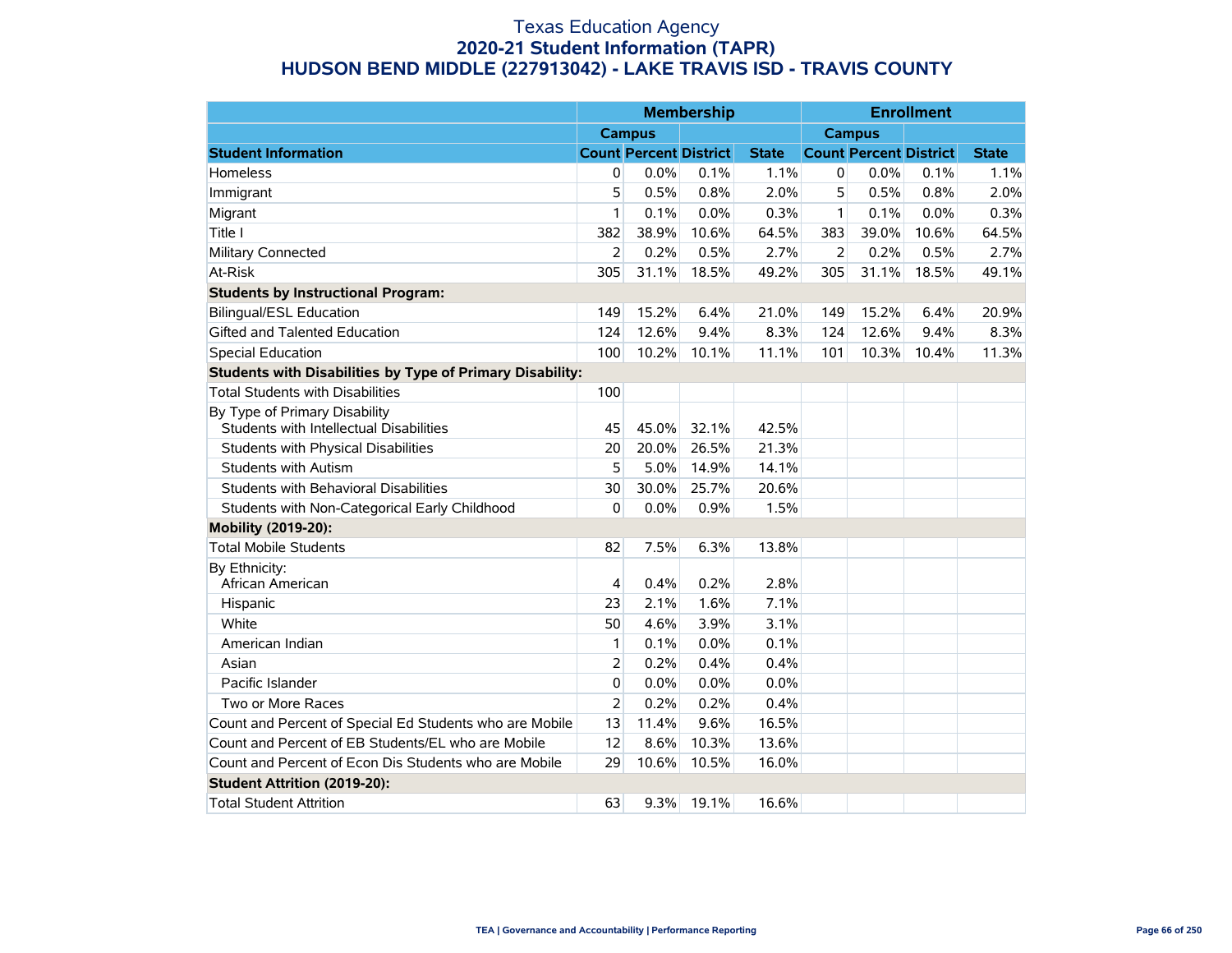# Texas Education Agency
## 2020-21 Student Information (TAPR)
## HUDSON BEND MIDDLE (227913042) - LAKE TRAVIS ISD - TRAVIS COUNTY

| | Membership | | | | Enrollment | | | |
|---|---|---|---|---|---|---|---|---|
| | Campus | | | | Campus | | | |
| **Student Information** | **Count** | **Percent** | **District** | **State** | **Count** | **Percent** | **District** | **State** |
| Homeless | 0 | 0.0% | 0.1% | 1.1% | 0 | 0.0% | 0.1% | 1.1% |
| Immigrant | 5 | 0.5% | 0.8% | 2.0% | 5 | 0.5% | 0.8% | 2.0% |
| Migrant | 1 | 0.1% | 0.0% | 0.3% | 1 | 0.1% | 0.0% | 0.3% |
| Title I | 382 | 38.9% | 10.6% | 64.5% | 383 | 39.0% | 10.6% | 64.5% |
| Military Connected | 2 | 0.2% | 0.5% | 2.7% | 2 | 0.2% | 0.5% | 2.7% |
| At-Risk | 305 | 31.1% | 18.5% | 49.2% | 305 | 31.1% | 18.5% | 49.1% |
| **Students by Instructional Program:** | | | | | | | | |
| Bilingual/ESL Education | 149 | 15.2% | 6.4% | 21.0% | 149 | 15.2% | 6.4% | 20.9% |
| Gifted and Talented Education | 124 | 12.6% | 9.4% | 8.3% | 124 | 12.6% | 9.4% | 8.3% |
| Special Education | 100 | 10.2% | 10.1% | 11.1% | 101 | 10.3% | 10.4% | 11.3% |
| **Students with Disabilities by Type of Primary Disability:** | | | | | | | | |
| Total Students with Disabilities | 100 | | | | | | | |
| By Type of Primary Disability<br>Students with Intellectual Disabilities | 45 | 45.0% | 32.1% | 42.5% | | | | |
| Students with Physical Disabilities | 20 | 20.0% | 26.5% | 21.3% | | | | |
| Students with Autism | 5 | 5.0% | 14.9% | 14.1% | | | | |
| Students with Behavioral Disabilities | 30 | 30.0% | 25.7% | 20.6% | | | | |
| Students with Non-Categorical Early Childhood | 0 | 0.0% | 0.9% | 1.5% | | | | |
| **Mobility (2019-20):** | | | | | | | | |
| Total Mobile Students | 82 | 7.5% | 6.3% | 13.8% | | | | |
| By Ethnicity:<br>African American | 4 | 0.4% | 0.2% | 2.8% | | | | |
| Hispanic | 23 | 2.1% | 1.6% | 7.1% | | | | |
| White | 50 | 4.6% | 3.9% | 3.1% | | | | |
| American Indian | 1 | 0.1% | 0.0% | 0.1% | | | | |
| Asian | 2 | 0.2% | 0.4% | 0.4% | | | | |
| Pacific Islander | 0 | 0.0% | 0.0% | 0.0% | | | | |
| Two or More Races | 2 | 0.2% | 0.2% | 0.4% | | | | |
| Count and Percent of Special Ed Students who are Mobile | 13 | 11.4% | 9.6% | 16.5% | | | | |
| Count and Percent of EB Students/EL who are Mobile | 12 | 8.6% | 10.3% | 13.6% | | | | |
| Count and Percent of Econ Dis Students who are Mobile | 29 | 10.6% | 10.5% | 16.0% | | | | |
| **Student Attrition (2019-20):** | | | | | | | | |
| Total Student Attrition | 63 | 9.3% | 19.1% | 16.6% | | | | |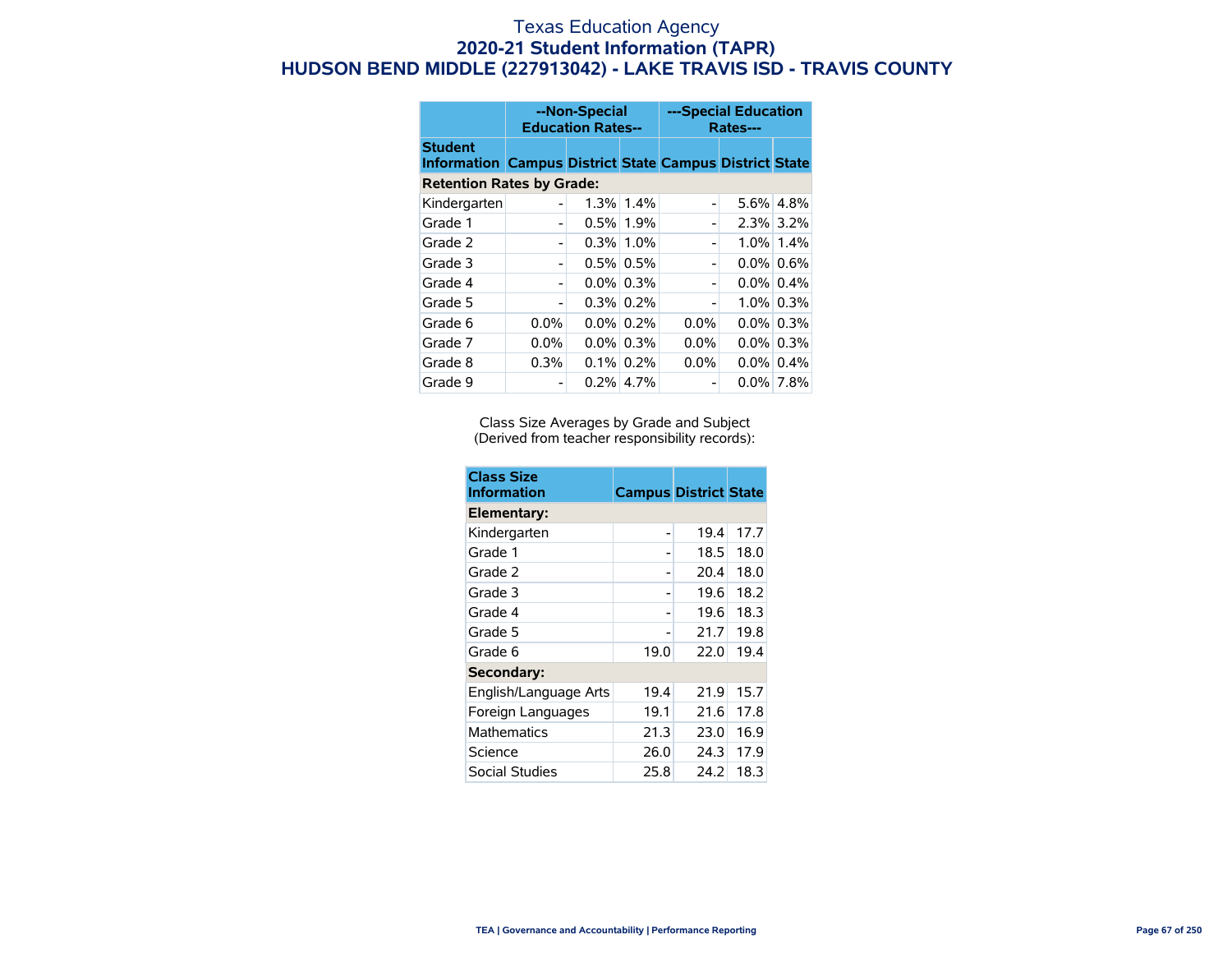# Texas Education Agency
## 2020-21 Student Information (TAPR)
## HUDSON BEND MIDDLE (227913042) - LAKE TRAVIS ISD - TRAVIS COUNTY

| | --Non-Special Education Rates-- | | | ---Special Education Rates--- | | |
|---|---|---|---|---|---|---|
| Student Information | Campus | District | State | Campus | District | State |
| **Retention Rates by Grade:** | | | | | | |
| Kindergarten | - | 1.3% | 1.4% | - | 5.6% | 4.8% |
| Grade 1 | - | 0.5% | 1.9% | - | 2.3% | 3.2% |
| Grade 2 | - | 0.3% | 1.0% | - | 1.0% | 1.4% |
| Grade 3 | - | 0.5% | 0.5% | - | 0.0% | 0.6% |
| Grade 4 | - | 0.0% | 0.3% | - | 0.0% | 0.4% |
| Grade 5 | - | 0.3% | 0.2% | - | 1.0% | 0.3% |
| Grade 6 | 0.0% | 0.0% | 0.2% | 0.0% | 0.0% | 0.3% |
| Grade 7 | 0.0% | 0.0% | 0.3% | 0.0% | 0.0% | 0.3% |
| Grade 8 | 0.3% | 0.1% | 0.2% | 0.0% | 0.0% | 0.4% |
| Grade 9 | - | 0.2% | 4.7% | - | 0.0% | 7.8% |

Class Size Averages by Grade and Subject
(Derived from teacher responsibility records):

| Class Size Information | Campus | District | State |
|---|---|---|---|
| **Elementary:** | | | |
| Kindergarten | - | 19.4 | 17.7 |
| Grade 1 | - | 18.5 | 18.0 |
| Grade 2 | - | 20.4 | 18.0 |
| Grade 3 | - | 19.6 | 18.2 |
| Grade 4 | - | 19.6 | 18.3 |
| Grade 5 | - | 21.7 | 19.8 |
| Grade 6 | 19.0 | 22.0 | 19.4 |
| **Secondary:** | | | |
| English/Language Arts | 19.4 | 21.9 | 15.7 |
| Foreign Languages | 19.1 | 21.6 | 17.8 |
| Mathematics | 21.3 | 23.0 | 16.9 |
| Science | 26.0 | 24.3 | 17.9 |
| Social Studies | 25.8 | 24.2 | 18.3 |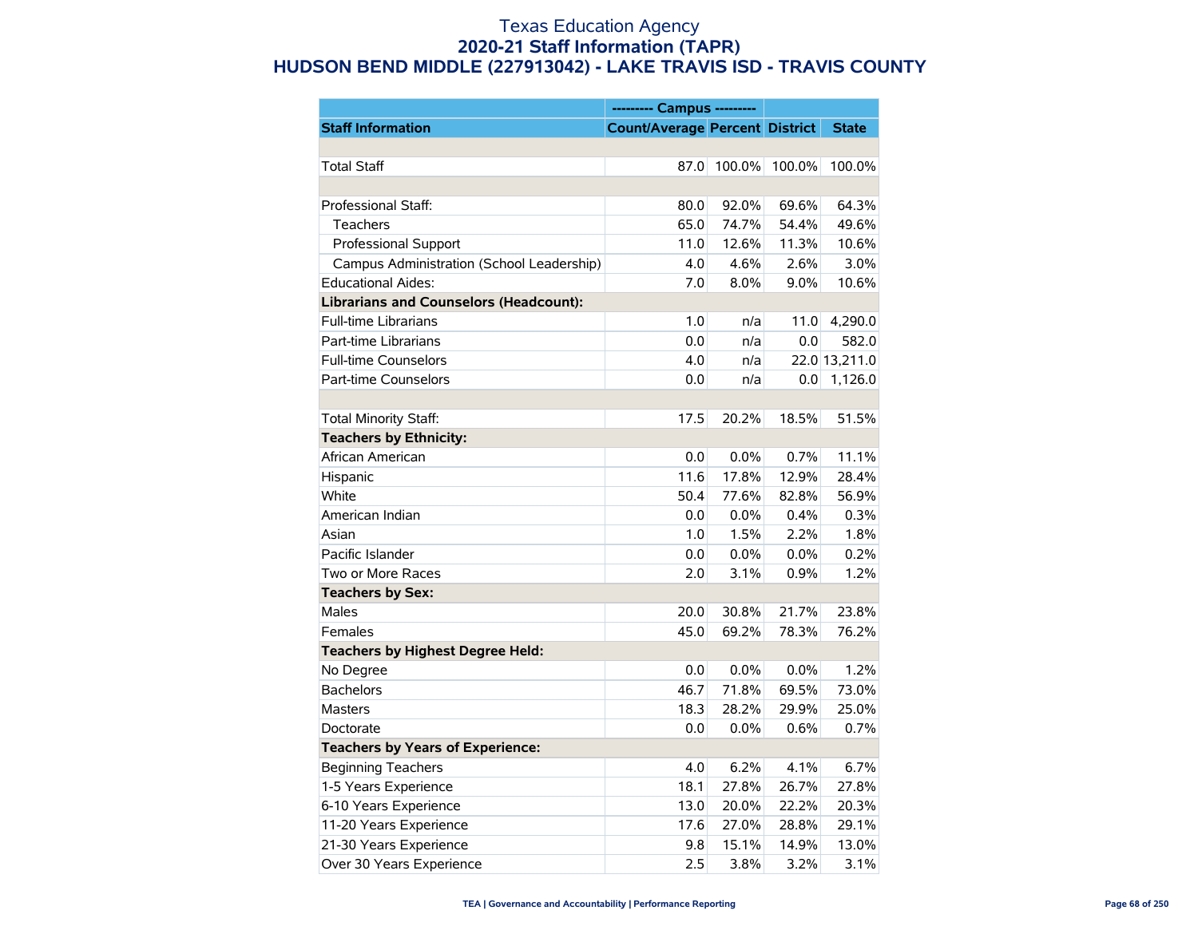# Texas Education Agency
## 2020-21 Staff Information (TAPR)
## HUDSON BEND MIDDLE (227913042) - LAKE TRAVIS ISD - TRAVIS COUNTY

| | --------- Campus --------- | | | |
|---|---|---|---|---|
| **Staff Information** | **Count/Average** | **Percent** | **District** | **State** |
| | | | | |
| Total Staff | 87.0 | 100.0% | 100.0% | 100.0% |
| | | | | |
| Professional Staff: | 80.0 | 92.0% | 69.6% | 64.3% |
| Teachers | 65.0 | 74.7% | 54.4% | 49.6% |
| Professional Support | 11.0 | 12.6% | 11.3% | 10.6% |
| Campus Administration (School Leadership) | 4.0 | 4.6% | 2.6% | 3.0% |
| Educational Aides: | 7.0 | 8.0% | 9.0% | 10.6% |
| **Librarians and Counselors (Headcount):** | | | | |
| Full-time Librarians | 1.0 | n/a | 11.0 | 4,290.0 |
| Part-time Librarians | 0.0 | n/a | 0.0 | 582.0 |
| Full-time Counselors | 4.0 | n/a | 22.0 | 13,211.0 |
| Part-time Counselors | 0.0 | n/a | 0.0 | 1,126.0 |
| | | | | |
| Total Minority Staff: | 17.5 | 20.2% | 18.5% | 51.5% |
| **Teachers by Ethnicity:** | | | | |
| African American | 0.0 | 0.0% | 0.7% | 11.1% |
| Hispanic | 11.6 | 17.8% | 12.9% | 28.4% |
| White | 50.4 | 77.6% | 82.8% | 56.9% |
| American Indian | 0.0 | 0.0% | 0.4% | 0.3% |
| Asian | 1.0 | 1.5% | 2.2% | 1.8% |
| Pacific Islander | 0.0 | 0.0% | 0.0% | 0.2% |
| Two or More Races | 2.0 | 3.1% | 0.9% | 1.2% |
| **Teachers by Sex:** | | | | |
| Males | 20.0 | 30.8% | 21.7% | 23.8% |
| Females | 45.0 | 69.2% | 78.3% | 76.2% |
| **Teachers by Highest Degree Held:** | | | | |
| No Degree | 0.0 | 0.0% | 0.0% | 1.2% |
| Bachelors | 46.7 | 71.8% | 69.5% | 73.0% |
| Masters | 18.3 | 28.2% | 29.9% | 25.0% |
| Doctorate | 0.0 | 0.0% | 0.6% | 0.7% |
| **Teachers by Years of Experience:** | | | | |
| Beginning Teachers | 4.0 | 6.2% | 4.1% | 6.7% |
| 1-5 Years Experience | 18.1 | 27.8% | 26.7% | 27.8% |
| 6-10 Years Experience | 13.0 | 20.0% | 22.2% | 20.3% |
| 11-20 Years Experience | 17.6 | 27.0% | 28.8% | 29.1% |
| 21-30 Years Experience | 9.8 | 15.1% | 14.9% | 13.0% |
| Over 30 Years Experience | 2.5 | 3.8% | 3.2% | 3.1% |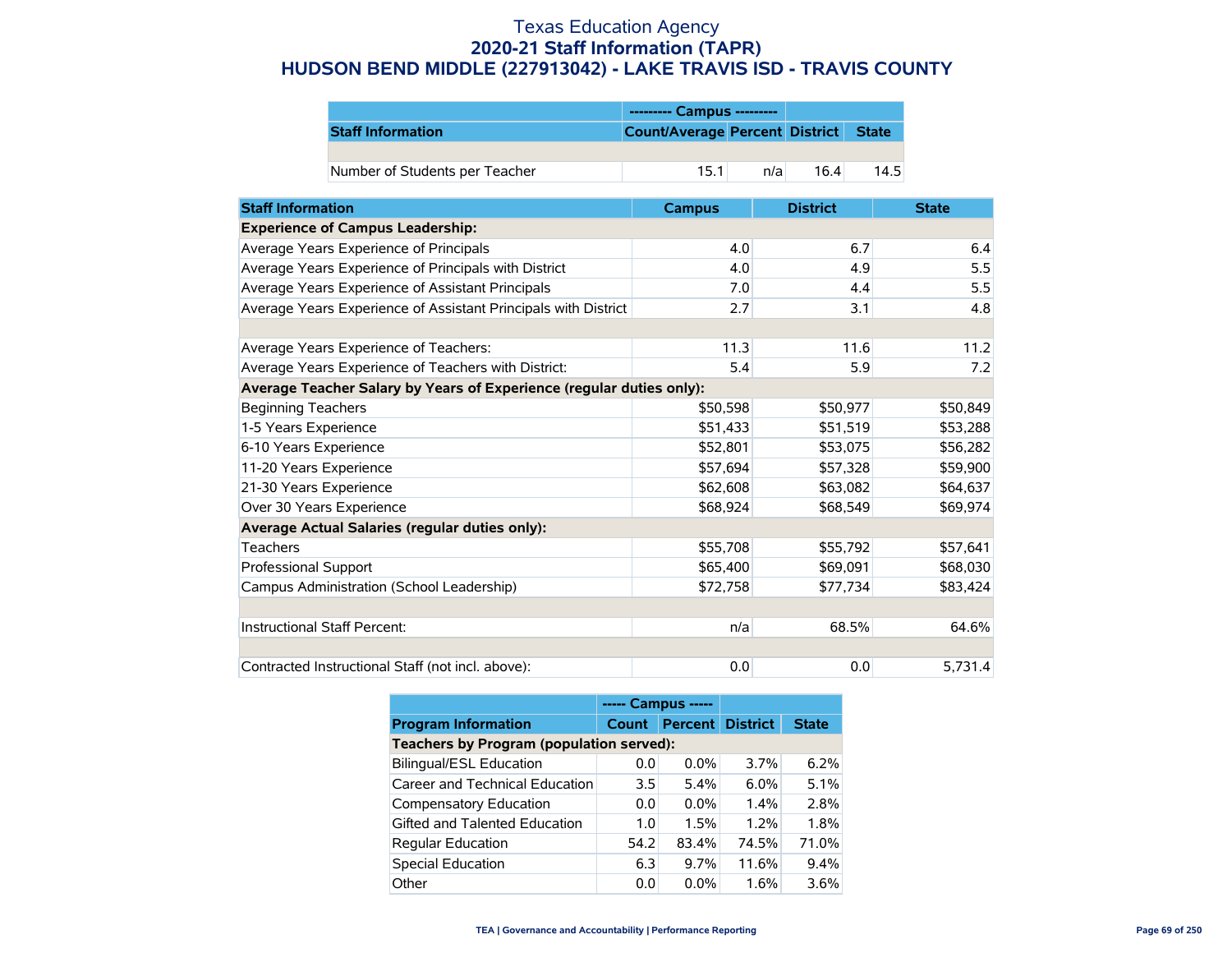# Texas Education Agency
## 2020-21 Staff Information (TAPR)
## HUDSON BEND MIDDLE (227913042) - LAKE TRAVIS ISD - TRAVIS COUNTY

| | --------- Campus --------- | | | |
|---|---|---|---|---|
| **Staff Information** | **Count/Average** | **Percent** | **District** | **State** |
| | | | | |
| Number of Students per Teacher | 15.1 | n/a | 16.4 | 14.5 |

| **Staff Information** | **Campus** | **District** | **State** |
|---|---|---|---|
| **Experience of Campus Leadership:** | | | |
| Average Years Experience of Principals | 4.0 | 6.7 | 6.4 |
| Average Years Experience of Principals with District | 4.0 | 4.9 | 5.5 |
| Average Years Experience of Assistant Principals | 7.0 | 4.4 | 5.5 |
| Average Years Experience of Assistant Principals with District | 2.7 | 3.1 | 4.8 |
| | | | |
| Average Years Experience of Teachers: | 11.3 | 11.6 | 11.2 |
| Average Years Experience of Teachers with District: | 5.4 | 5.9 | 7.2 |
| **Average Teacher Salary by Years of Experience (regular duties only):** | | | |
| Beginning Teachers | $50,598 | $50,977 | $50,849 |
| 1-5 Years Experience | $51,433 | $51,519 | $53,288 |
| 6-10 Years Experience | $52,801 | $53,075 | $56,282 |
| 11-20 Years Experience | $57,694 | $57,328 | $59,900 |
| 21-30 Years Experience | $62,608 | $63,082 | $64,637 |
| Over 30 Years Experience | $68,924 | $68,549 | $69,974 |
| **Average Actual Salaries (regular duties only):** | | | |
| Teachers | $55,708 | $55,792 | $57,641 |
| Professional Support | $65,400 | $69,091 | $68,030 |
| Campus Administration (School Leadership) | $72,758 | $77,734 | $83,424 |
| | | | |
| Instructional Staff Percent: | n/a | 68.5% | 64.6% |
| | | | |
| Contracted Instructional Staff (not incl. above): | 0.0 | 0.0 | 5,731.4 |

| | ----- Campus ----- | | | |
|---|---|---|---|---|
| **Program Information** | **Count** | **Percent** | **District** | **State** |
| **Teachers by Program (population served):** | | | | |
| Bilingual/ESL Education | 0.0 | 0.0% | 3.7% | 6.2% |
| Career and Technical Education | 3.5 | 5.4% | 6.0% | 5.1% |
| Compensatory Education | 0.0 | 0.0% | 1.4% | 2.8% |
| Gifted and Talented Education | 1.0 | 1.5% | 1.2% | 1.8% |
| Regular Education | 54.2 | 83.4% | 74.5% | 71.0% |
| Special Education | 6.3 | 9.7% | 11.6% | 9.4% |
| Other | 0.0 | 0.0% | 1.6% | 3.6% |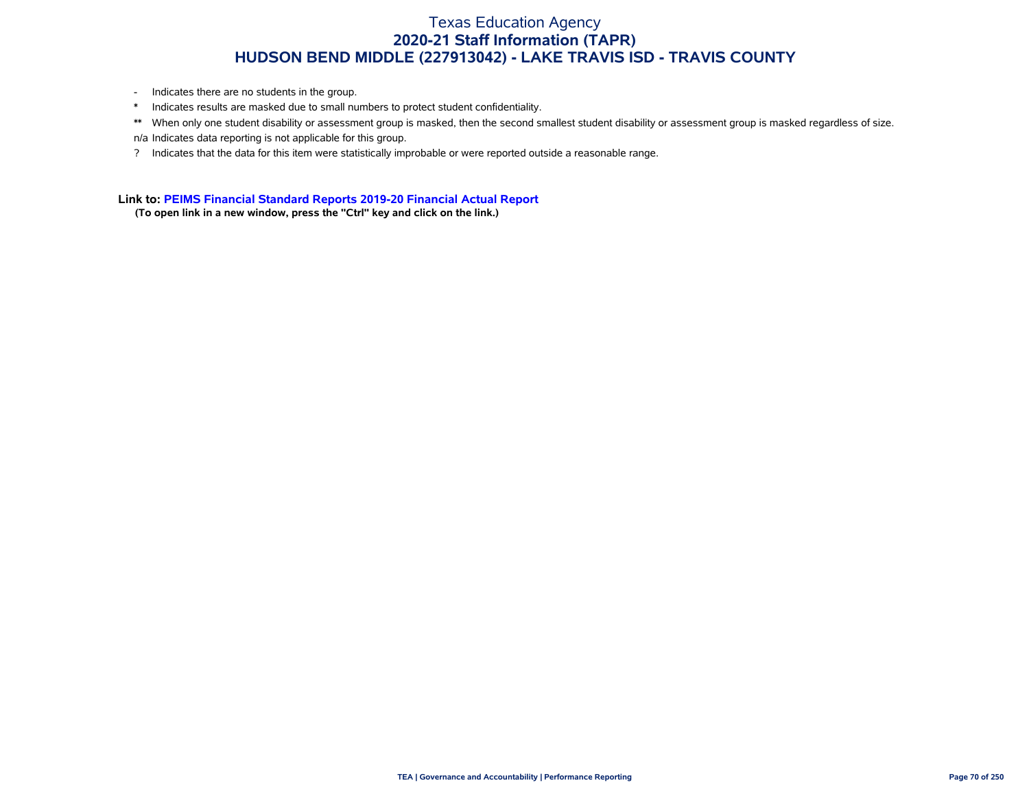# Texas Education Agency

## 2020-21 Staff Information (TAPR)

## HUDSON BEND MIDDLE (227913042) - LAKE TRAVIS ISD - TRAVIS COUNTY

- \- Indicates there are no students in the group.
- \* Indicates results are masked due to small numbers to protect student confidentiality.
- ** When only one student disability or assessment group is masked, then the second smallest student disability or assessment group is masked regardless of size.
- n/a Indicates data reporting is not applicable for this group.
- ? Indicates that the data for this item were statistically improbable or were reported outside a reasonable range.

**Link to: PEIMS Financial Standard Reports 2019-20 Financial Actual Report**

**(To open link in a new window, press the "Ctrl" key and click on the link.)**